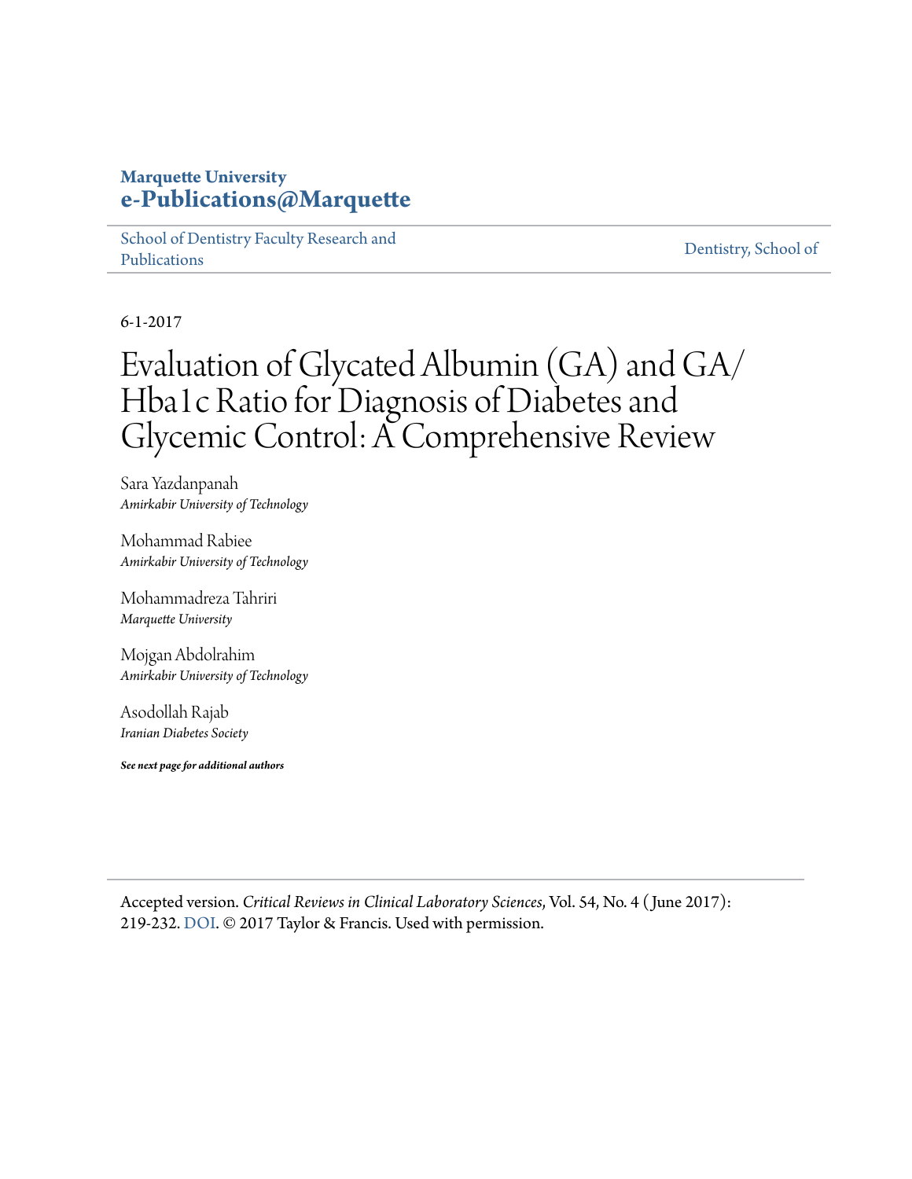**Marquette University**
**e-Publications@Marquette**

School of Dentistry Faculty Research and Publications | Dentistry, School of

6-1-2017

# Evaluation of Glycated Albumin (GA) and GA/Hba1c Ratio for Diagnosis of Diabetes and Glycemic Control: A Comprehensive Review

Sara Yazdanpanah
*Amirkabir University of Technology*

Mohammad Rabiee
*Amirkabir University of Technology*

Mohammadreza Tahriri
*Marquette University*

Mojgan Abdolrahim
*Amirkabir University of Technology*

Asodollah Rajab
*Iranian Diabetes Society*

***See next page for additional authors***

Accepted version. *Critical Reviews in Clinical Laboratory Sciences*, Vol. 54, No. 4 (June 2017): 219-232. DOI. © 2017 Taylor & Francis. Used with permission.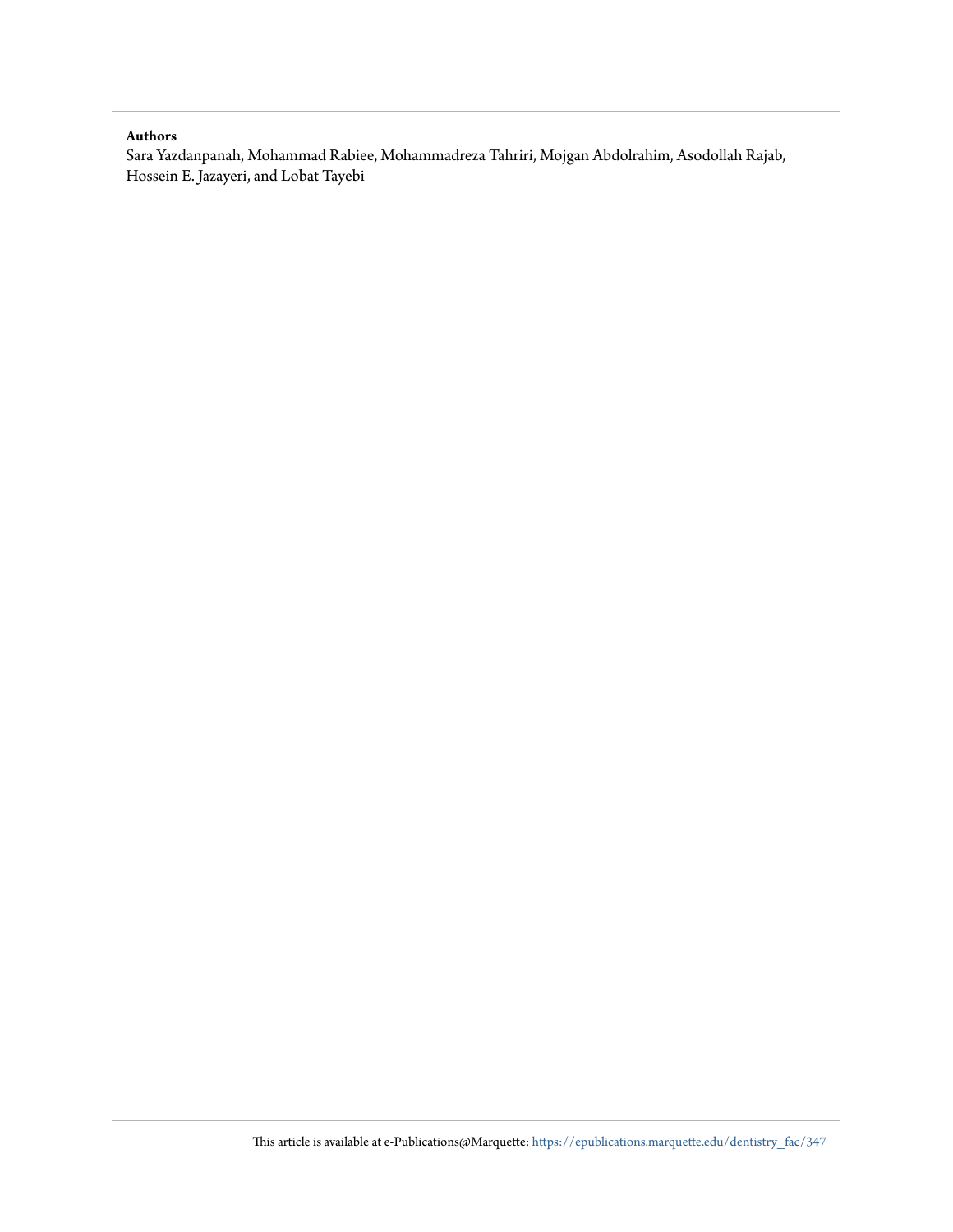**Authors**

Sara Yazdanpanah, Mohammad Rabiee, Mohammadreza Tahriri, Mojgan Abdolrahim, Asodollah Rajab, Hossein E. Jazayeri, and Lobat Tayebi

This article is available at e-Publications@Marquette: https://epublications.marquette.edu/dentistry_fac/347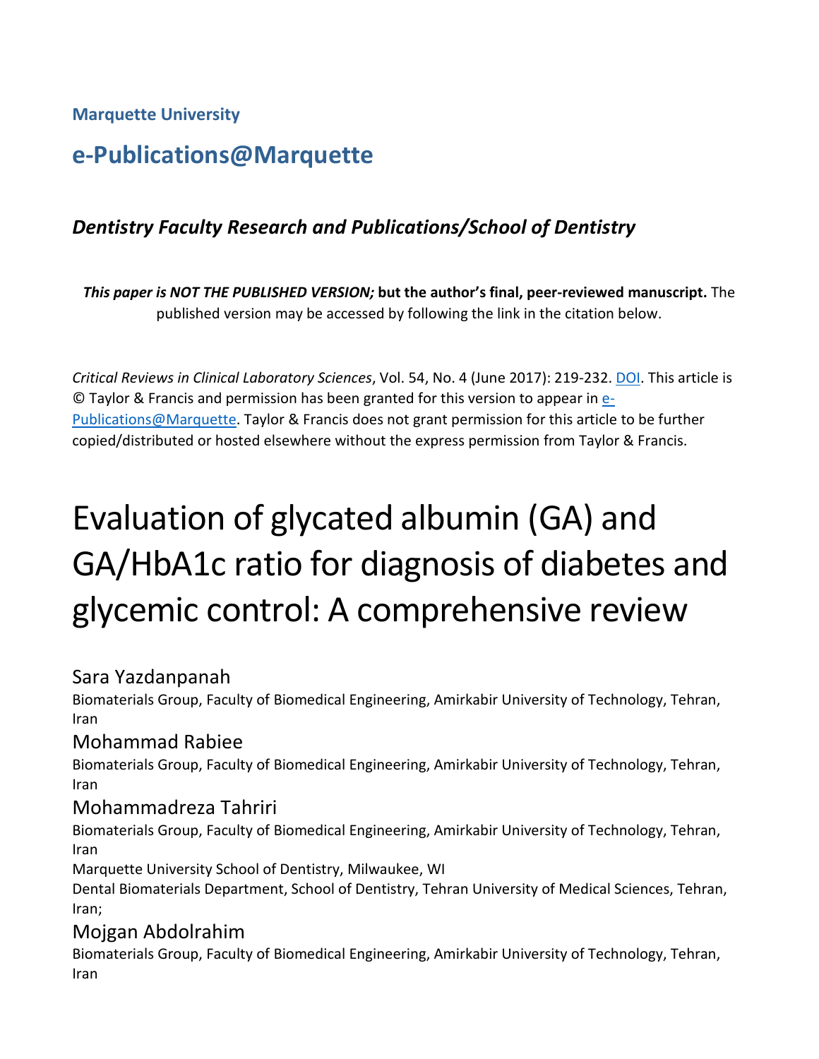**Marquette University**

# e-Publications@Marquette

### *Dentistry Faculty Research and Publications/School of Dentistry*

***This paper is NOT THE PUBLISHED VERSION;* but the author's final, peer-reviewed manuscript.** The published version may be accessed by following the link in the citation below.

*Critical Reviews in Clinical Laboratory Sciences*, Vol. 54, No. 4 (June 2017): 219-232. DOI. This article is © Taylor & Francis and permission has been granted for this version to appear in e-Publications@Marquette. Taylor & Francis does not grant permission for this article to be further copied/distributed or hosted elsewhere without the express permission from Taylor & Francis.

# Evaluation of glycated albumin (GA) and GA/HbA1c ratio for diagnosis of diabetes and glycemic control: A comprehensive review

Sara Yazdanpanah

Biomaterials Group, Faculty of Biomedical Engineering, Amirkabir University of Technology, Tehran, Iran

Mohammad Rabiee

Biomaterials Group, Faculty of Biomedical Engineering, Amirkabir University of Technology, Tehran, Iran

Mohammadreza Tahriri

Biomaterials Group, Faculty of Biomedical Engineering, Amirkabir University of Technology, Tehran, Iran

Marquette University School of Dentistry, Milwaukee, WI

Dental Biomaterials Department, School of Dentistry, Tehran University of Medical Sciences, Tehran, Iran;

Mojgan Abdolrahim

Biomaterials Group, Faculty of Biomedical Engineering, Amirkabir University of Technology, Tehran, Iran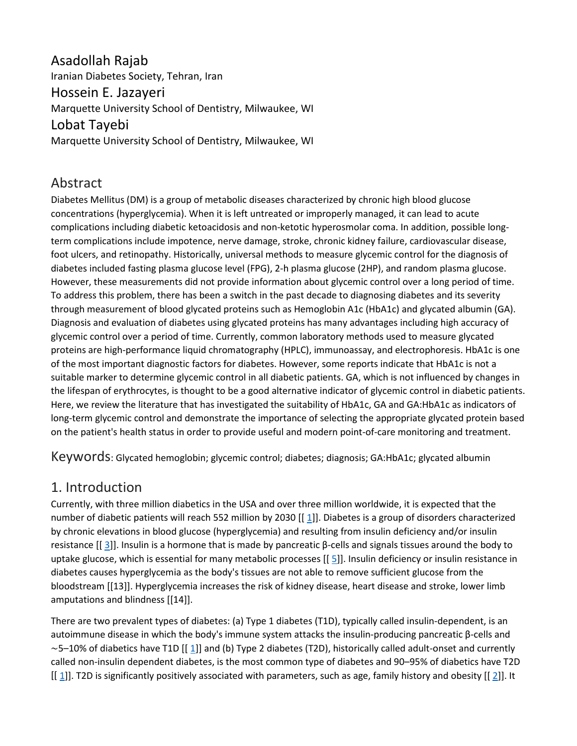# Asadollah Rajab

Iranian Diabetes Society, Tehran, Iran

# Hossein E. Jazayeri

Marquette University School of Dentistry, Milwaukee, WI

# Lobat Tayebi

Marquette University School of Dentistry, Milwaukee, WI

## Abstract

Diabetes Mellitus (DM) is a group of metabolic diseases characterized by chronic high blood glucose concentrations (hyperglycemia). When it is left untreated or improperly managed, it can lead to acute complications including diabetic ketoacidosis and non-ketotic hyperosmolar coma. In addition, possible long-term complications include impotence, nerve damage, stroke, chronic kidney failure, cardiovascular disease, foot ulcers, and retinopathy. Historically, universal methods to measure glycemic control for the diagnosis of diabetes included fasting plasma glucose level (FPG), 2-h plasma glucose (2HP), and random plasma glucose. However, these measurements did not provide information about glycemic control over a long period of time. To address this problem, there has been a switch in the past decade to diagnosing diabetes and its severity through measurement of blood glycated proteins such as Hemoglobin A1c (HbA1c) and glycated albumin (GA). Diagnosis and evaluation of diabetes using glycated proteins has many advantages including high accuracy of glycemic control over a period of time. Currently, common laboratory methods used to measure glycated proteins are high-performance liquid chromatography (HPLC), immunoassay, and electrophoresis. HbA1c is one of the most important diagnostic factors for diabetes. However, some reports indicate that HbA1c is not a suitable marker to determine glycemic control in all diabetic patients. GA, which is not influenced by changes in the lifespan of erythrocytes, is thought to be a good alternative indicator of glycemic control in diabetic patients. Here, we review the literature that has investigated the suitability of HbA1c, GA and GA:HbA1c as indicators of long-term glycemic control and demonstrate the importance of selecting the appropriate glycated protein based on the patient's health status in order to provide useful and modern point-of-care monitoring and treatment.

**Keywords**: Glycated hemoglobin; glycemic control; diabetes; diagnosis; GA:HbA1c; glycated albumin

## 1. Introduction

Currently, with three million diabetics in the USA and over three million worldwide, it is expected that the number of diabetic patients will reach 552 million by 2030 [[ 1]]. Diabetes is a group of disorders characterized by chronic elevations in blood glucose (hyperglycemia) and resulting from insulin deficiency and/or insulin resistance [[ 3]]. Insulin is a hormone that is made by pancreatic β-cells and signals tissues around the body to uptake glucose, which is essential for many metabolic processes [[ 5]]. Insulin deficiency or insulin resistance in diabetes causes hyperglycemia as the body's tissues are not able to remove sufficient glucose from the bloodstream [[13]]. Hyperglycemia increases the risk of kidney disease, heart disease and stroke, lower limb amputations and blindness [[14]].

There are two prevalent types of diabetes: (a) Type 1 diabetes (T1D), typically called insulin-dependent, is an autoimmune disease in which the body's immune system attacks the insulin-producing pancreatic β-cells and ~5–10% of diabetics have T1D [[ 1]] and (b) Type 2 diabetes (T2D), historically called adult-onset and currently called non-insulin dependent diabetes, is the most common type of diabetes and 90–95% of diabetics have T2D [[ 1]]. T2D is significantly positively associated with parameters, such as age, family history and obesity [[ 2]]. It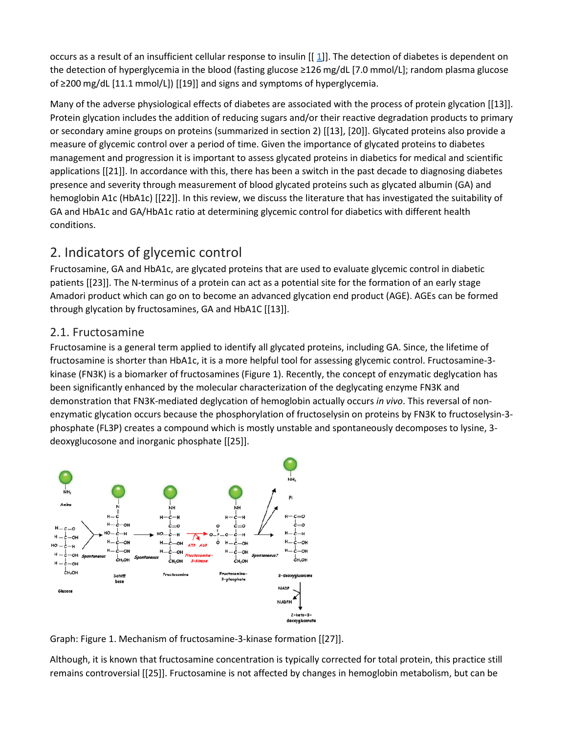occurs as a result of an insufficient cellular response to insulin [[ 1]]. The detection of diabetes is dependent on the detection of hyperglycemia in the blood (fasting glucose ≥126 mg/dL [7.0 mmol/L]; random plasma glucose of ≥200 mg/dL [11.1 mmol/L]) [[19]] and signs and symptoms of hyperglycemia.

Many of the adverse physiological effects of diabetes are associated with the process of protein glycation [[13]]. Protein glycation includes the addition of reducing sugars and/or their reactive degradation products to primary or secondary amine groups on proteins (summarized in section 2) [[13], [20]]. Glycated proteins also provide a measure of glycemic control over a period of time. Given the importance of glycated proteins to diabetes management and progression it is important to assess glycated proteins in diabetics for medical and scientific applications [[21]]. In accordance with this, there has been a switch in the past decade to diagnosing diabetes presence and severity through measurement of blood glycated proteins such as glycated albumin (GA) and hemoglobin A1c (HbA1c) [[22]]. In this review, we discuss the literature that has investigated the suitability of GA and HbA1c and GA/HbA1c ratio at determining glycemic control for diabetics with different health conditions.

## 2. Indicators of glycemic control

Fructosamine, GA and HbA1c, are glycated proteins that are used to evaluate glycemic control in diabetic patients [[23]]. The N-terminus of a protein can act as a potential site for the formation of an early stage Amadori product which can go on to become an advanced glycation end product (AGE). AGEs can be formed through glycation by fructosamines, GA and HbA1C [[13]].

### 2.1. Fructosamine

Fructosamine is a general term applied to identify all glycated proteins, including GA. Since, the lifetime of fructosamine is shorter than HbA1c, it is a more helpful tool for assessing glycemic control. Fructosamine-3-kinase (FN3K) is a biomarker of fructosamines (Figure 1). Recently, the concept of enzymatic deglycation has been significantly enhanced by the molecular characterization of the deglycating enzyme FN3K and demonstration that FN3K-mediated deglycation of hemoglobin actually occurs *in vivo*. This reversal of non-enzymatic glycation occurs because the phosphorylation of fructoselysin on proteins by FN3K to fructoselysin-3-phosphate (FL3P) creates a compound which is mostly unstable and spontaneously decomposes to lysine, 3-deoxyglucosone and inorganic phosphate [[25]].

Graph: Figure 1. Mechanism of fructosamine-3-kinase formation [[27]].

Although, it is known that fructosamine concentration is typically corrected for total protein, this practice still remains controversial [[25]]. Fructosamine is not affected by changes in hemoglobin metabolism, but can be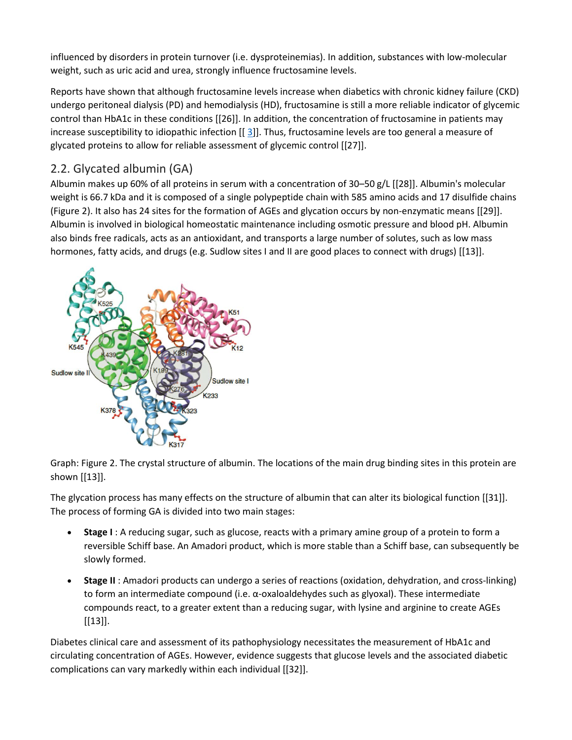influenced by disorders in protein turnover (i.e. dysproteinemias). In addition, substances with low-molecular weight, such as uric acid and urea, strongly influence fructosamine levels.

Reports have shown that although fructosamine levels increase when diabetics with chronic kidney failure (CKD) undergo peritoneal dialysis (PD) and hemodialysis (HD), fructosamine is still a more reliable indicator of glycemic control than HbA1c in these conditions [[26]]. In addition, the concentration of fructosamine in patients may increase susceptibility to idiopathic infection [[ 3]]. Thus, fructosamine levels are too general a measure of glycated proteins to allow for reliable assessment of glycemic control [[27]].

## 2.2. Glycated albumin (GA)

Albumin makes up 60% of all proteins in serum with a concentration of 30–50 g/L [[28]]. Albumin's molecular weight is 66.7 kDa and it is composed of a single polypeptide chain with 585 amino acids and 17 disulfide chains (Figure 2). It also has 24 sites for the formation of AGEs and glycation occurs by non-enzymatic means [[29]]. Albumin is involved in biological homeostatic maintenance including osmotic pressure and blood pH. Albumin also binds free radicals, acts as an antioxidant, and transports a large number of solutes, such as low mass hormones, fatty acids, and drugs (e.g. Sudlow sites I and II are good places to connect with drugs) [[13]].

Graph: Figure 2. The crystal structure of albumin. The locations of the main drug binding sites in this protein are shown [[13]].

The glycation process has many effects on the structure of albumin that can alter its biological function [[31]]. The process of forming GA is divided into two main stages:

- **Stage I** : A reducing sugar, such as glucose, reacts with a primary amine group of a protein to form a reversible Schiff base. An Amadori product, which is more stable than a Schiff base, can subsequently be slowly formed.
- **Stage II** : Amadori products can undergo a series of reactions (oxidation, dehydration, and cross-linking) to form an intermediate compound (i.e. α-oxaloaldehydes such as glyoxal). These intermediate compounds react, to a greater extent than a reducing sugar, with lysine and arginine to create AGEs [[13]].

Diabetes clinical care and assessment of its pathophysiology necessitates the measurement of HbA1c and circulating concentration of AGEs. However, evidence suggests that glucose levels and the associated diabetic complications can vary markedly within each individual [[32]].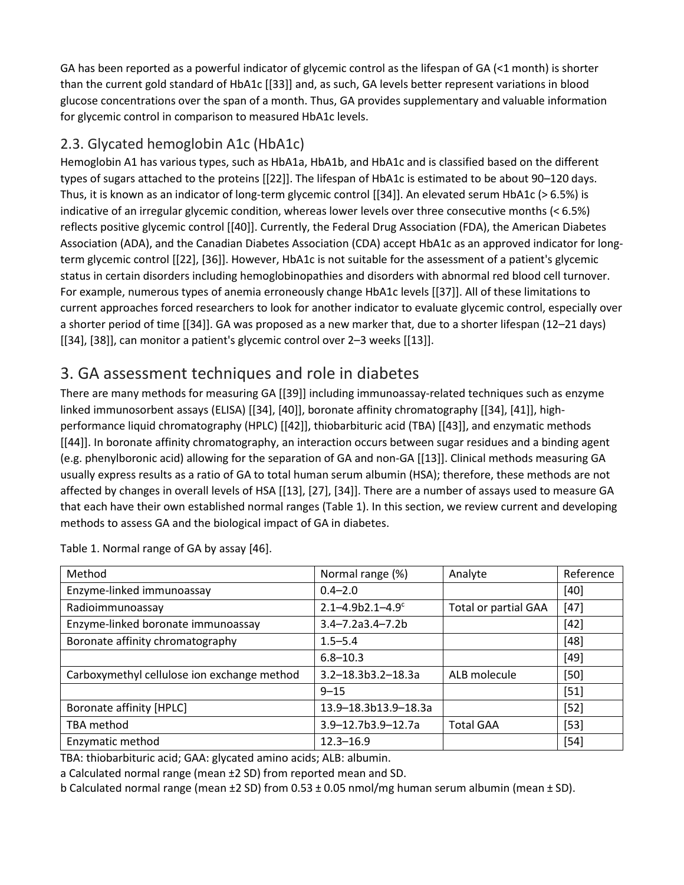GA has been reported as a powerful indicator of glycemic control as the lifespan of GA (<1 month) is shorter than the current gold standard of HbA1c [[33]] and, as such, GA levels better represent variations in blood glucose concentrations over the span of a month. Thus, GA provides supplementary and valuable information for glycemic control in comparison to measured HbA1c levels.

## 2.3. Glycated hemoglobin A1c (HbA1c)

Hemoglobin A1 has various types, such as HbA1a, HbA1b, and HbA1c and is classified based on the different types of sugars attached to the proteins [[22]]. The lifespan of HbA1c is estimated to be about 90–120 days. Thus, it is known as an indicator of long-term glycemic control [[34]]. An elevated serum HbA1c (> 6.5%) is indicative of an irregular glycemic condition, whereas lower levels over three consecutive months (< 6.5%) reflects positive glycemic control [[40]]. Currently, the Federal Drug Association (FDA), the American Diabetes Association (ADA), and the Canadian Diabetes Association (CDA) accept HbA1c as an approved indicator for long-term glycemic control [[22], [36]]. However, HbA1c is not suitable for the assessment of a patient's glycemic status in certain disorders including hemoglobinopathies and disorders with abnormal red blood cell turnover. For example, numerous types of anemia erroneously change HbA1c levels [[37]]. All of these limitations to current approaches forced researchers to look for another indicator to evaluate glycemic control, especially over a shorter period of time [[34]]. GA was proposed as a new marker that, due to a shorter lifespan (12–21 days) [[34], [38]], can monitor a patient's glycemic control over 2–3 weeks [[13]].

# 3. GA assessment techniques and role in diabetes

There are many methods for measuring GA [[39]] including immunoassay-related techniques such as enzyme linked immunosorbent assays (ELISA) [[34], [40]], boronate affinity chromatography [[34], [41]], high-performance liquid chromatography (HPLC) [[42]], thiobarbituric acid (TBA) [[43]], and enzymatic methods [[44]]. In boronate affinity chromatography, an interaction occurs between sugar residues and a binding agent (e.g. phenylboronic acid) allowing for the separation of GA and non-GA [[13]]. Clinical methods measuring GA usually express results as a ratio of GA to total human serum albumin (HSA); therefore, these methods are not affected by changes in overall levels of HSA [[13], [27], [34]]. There are a number of assays used to measure GA that each have their own established normal ranges (Table 1). In this section, we review current and developing methods to assess GA and the biological impact of GA in diabetes.

Table 1. Normal range of GA by assay [46].

| Method | Normal range (%) | Analyte | Reference |
|---|---|---|---|
| Enzyme-linked immunoassay | 0.4–2.0 | | [40] |
| Radioimmunoassay | 2.1–4.9b2.1–4.9[c] | Total or partial GAA | [47] |
| Enzyme-linked boronate immunoassay | 3.4–7.2a3.4–7.2b | | [42] |
| Boronate affinity chromatography | 1.5–5.4 | | [48] |
| | 6.8–10.3 | | [49] |
| Carboxymethyl cellulose ion exchange method | 3.2–18.3b3.2–18.3a | ALB molecule | [50] |
| | 9–15 | | [51] |
| Boronate affinity [HPLC] | 13.9–18.3b13.9–18.3a | | [52] |
| TBA method | 3.9–12.7b3.9–12.7a | Total GAA | [53] |
| Enzymatic method | 12.3–16.9 | | [54] |

TBA: thiobarbituric acid; GAA: glycated amino acids; ALB: albumin.

a Calculated normal range (mean ±2 SD) from reported mean and SD.

b Calculated normal range (mean ±2 SD) from 0.53 ± 0.05 nmol/mg human serum albumin (mean ± SD).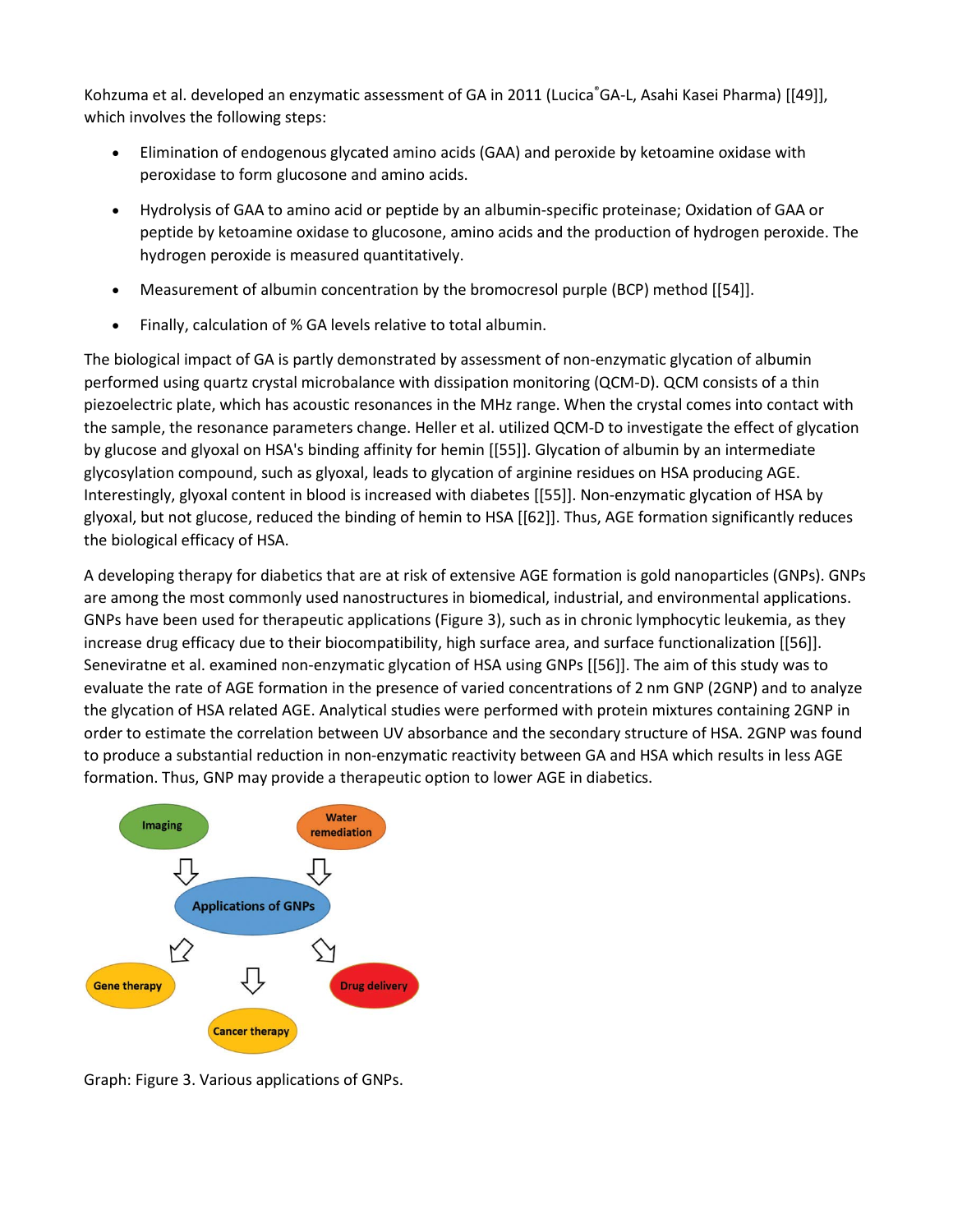Kohzuma et al. developed an enzymatic assessment of GA in 2011 (Lucica®GA-L, Asahi Kasei Pharma) [[49]], which involves the following steps:

- Elimination of endogenous glycated amino acids (GAA) and peroxide by ketoamine oxidase with peroxidase to form glucosone and amino acids.
- Hydrolysis of GAA to amino acid or peptide by an albumin-specific proteinase; Oxidation of GAA or peptide by ketoamine oxidase to glucosone, amino acids and the production of hydrogen peroxide. The hydrogen peroxide is measured quantitatively.
- Measurement of albumin concentration by the bromocresol purple (BCP) method [[54]].
- Finally, calculation of % GA levels relative to total albumin.

The biological impact of GA is partly demonstrated by assessment of non-enzymatic glycation of albumin performed using quartz crystal microbalance with dissipation monitoring (QCM-D). QCM consists of a thin piezoelectric plate, which has acoustic resonances in the MHz range. When the crystal comes into contact with the sample, the resonance parameters change. Heller et al. utilized QCM-D to investigate the effect of glycation by glucose and glyoxal on HSA's binding affinity for hemin [[55]]. Glycation of albumin by an intermediate glycosylation compound, such as glyoxal, leads to glycation of arginine residues on HSA producing AGE. Interestingly, glyoxal content in blood is increased with diabetes [[55]]. Non-enzymatic glycation of HSA by glyoxal, but not glucose, reduced the binding of hemin to HSA [[62]]. Thus, AGE formation significantly reduces the biological efficacy of HSA.

A developing therapy for diabetics that are at risk of extensive AGE formation is gold nanoparticles (GNPs). GNPs are among the most commonly used nanostructures in biomedical, industrial, and environmental applications. GNPs have been used for therapeutic applications (Figure 3), such as in chronic lymphocytic leukemia, as they increase drug efficacy due to their biocompatibility, high surface area, and surface functionalization [[56]]. Seneviratne et al. examined non-enzymatic glycation of HSA using GNPs [[56]]. The aim of this study was to evaluate the rate of AGE formation in the presence of varied concentrations of 2 nm GNP (2GNP) and to analyze the glycation of HSA related AGE. Analytical studies were performed with protein mixtures containing 2GNP in order to estimate the correlation between UV absorbance and the secondary structure of HSA. 2GNP was found to produce a substantial reduction in non-enzymatic reactivity between GA and HSA which results in less AGE formation. Thus, GNP may provide a therapeutic option to lower AGE in diabetics.

Graph: Figure 3. Various applications of GNPs.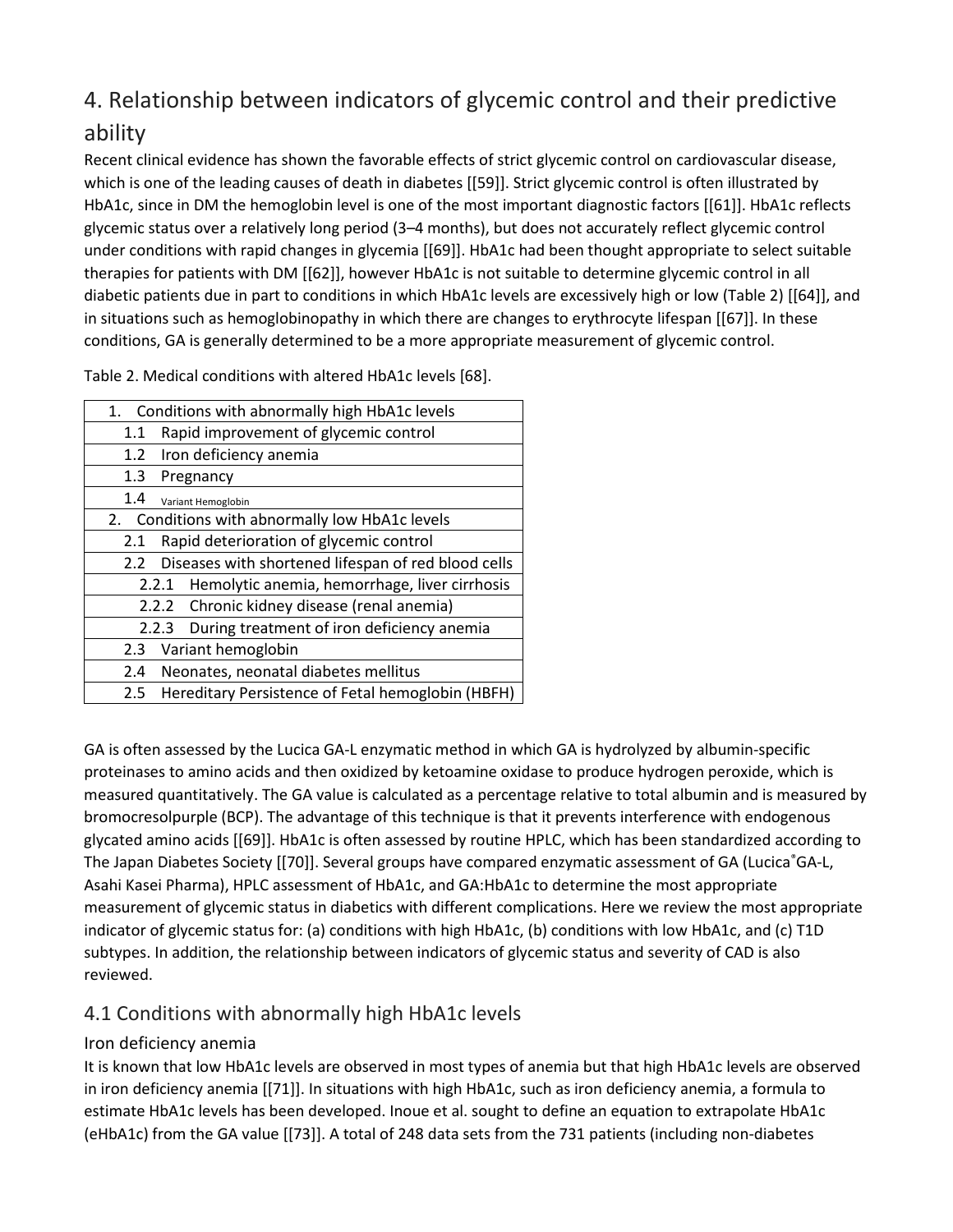## 4. Relationship between indicators of glycemic control and their predictive ability

Recent clinical evidence has shown the favorable effects of strict glycemic control on cardiovascular disease, which is one of the leading causes of death in diabetes [[59]]. Strict glycemic control is often illustrated by HbA1c, since in DM the hemoglobin level is one of the most important diagnostic factors [[61]]. HbA1c reflects glycemic status over a relatively long period (3–4 months), but does not accurately reflect glycemic control under conditions with rapid changes in glycemia [[69]]. HbA1c had been thought appropriate to select suitable therapies for patients with DM [[62]], however HbA1c is not suitable to determine glycemic control in all diabetic patients due in part to conditions in which HbA1c levels are excessively high or low (Table 2) [[64]], and in situations such as hemoglobinopathy in which there are changes to erythrocyte lifespan [[67]]. In these conditions, GA is generally determined to be a more appropriate measurement of glycemic control.

Table 2. Medical conditions with altered HbA1c levels [68].

| Medical conditions |
|---|
| 1. Conditions with abnormally high HbA1c levels |
| 1.1 Rapid improvement of glycemic control |
| 1.2 Iron deficiency anemia |
| 1.3 Pregnancy |
| 1.4 Variant Hemoglobin |
| 2. Conditions with abnormally low HbA1c levels |
| 2.1 Rapid deterioration of glycemic control |
| 2.2 Diseases with shortened lifespan of red blood cells |
| 2.2.1 Hemolytic anemia, hemorrhage, liver cirrhosis |
| 2.2.2 Chronic kidney disease (renal anemia) |
| 2.2.3 During treatment of iron deficiency anemia |
| 2.3 Variant hemoglobin |
| 2.4 Neonates, neonatal diabetes mellitus |
| 2.5 Hereditary Persistence of Fetal hemoglobin (HBFH) |

GA is often assessed by the Lucica GA-L enzymatic method in which GA is hydrolyzed by albumin-specific proteinases to amino acids and then oxidized by ketoamine oxidase to produce hydrogen peroxide, which is measured quantitatively. The GA value is calculated as a percentage relative to total albumin and is measured by bromocresolpurple (BCP). The advantage of this technique is that it prevents interference with endogenous glycated amino acids [[69]]. HbA1c is often assessed by routine HPLC, which has been standardized according to The Japan Diabetes Society [[70]]. Several groups have compared enzymatic assessment of GA (Lucica®GA-L, Asahi Kasei Pharma), HPLC assessment of HbA1c, and GA:HbA1c to determine the most appropriate measurement of glycemic status in diabetics with different complications. Here we review the most appropriate indicator of glycemic status for: (a) conditions with high HbA1c, (b) conditions with low HbA1c, and (c) T1D subtypes. In addition, the relationship between indicators of glycemic status and severity of CAD is also reviewed.

### 4.1 Conditions with abnormally high HbA1c levels

#### Iron deficiency anemia

It is known that low HbA1c levels are observed in most types of anemia but that high HbA1c levels are observed in iron deficiency anemia [[71]]. In situations with high HbA1c, such as iron deficiency anemia, a formula to estimate HbA1c levels has been developed. Inoue et al. sought to define an equation to extrapolate HbA1c (eHbA1c) from the GA value [[73]]. A total of 248 data sets from the 731 patients (including non-diabetes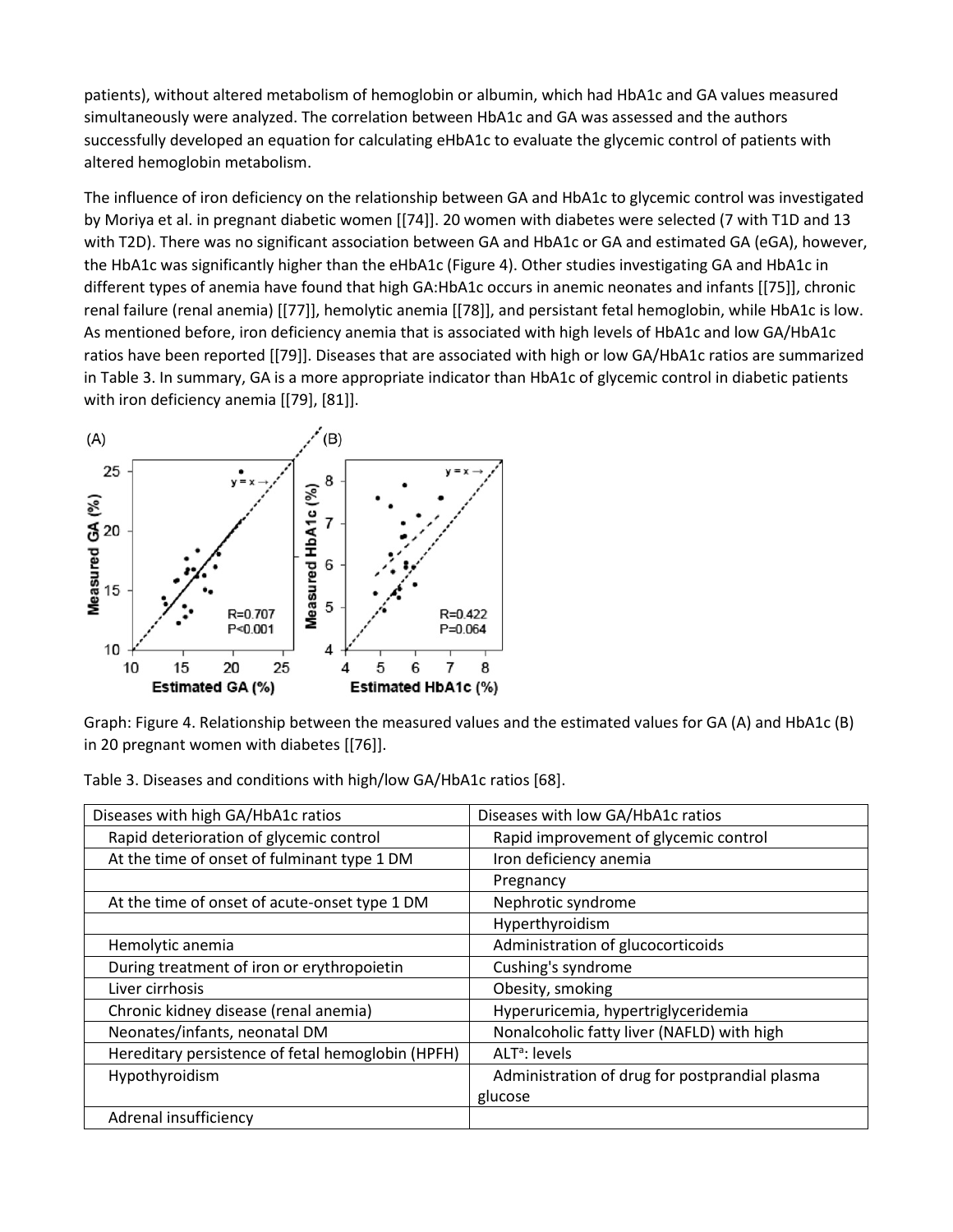patients), without altered metabolism of hemoglobin or albumin, which had HbA1c and GA values measured simultaneously were analyzed. The correlation between HbA1c and GA was assessed and the authors successfully developed an equation for calculating eHbA1c to evaluate the glycemic control of patients with altered hemoglobin metabolism.

The influence of iron deficiency on the relationship between GA and HbA1c to glycemic control was investigated by Moriya et al. in pregnant diabetic women [[74]]. 20 women with diabetes were selected (7 with T1D and 13 with T2D). There was no significant association between GA and HbA1c or GA and estimated GA (eGA), however, the HbA1c was significantly higher than the eHbA1c (Figure 4). Other studies investigating GA and HbA1c in different types of anemia have found that high GA:HbA1c occurs in anemic neonates and infants [[75]], chronic renal failure (renal anemia) [[77]], hemolytic anemia [[78]], and persistant fetal hemoglobin, while HbA1c is low. As mentioned before, iron deficiency anemia that is associated with high levels of HbA1c and low GA/HbA1c ratios have been reported [[79]]. Diseases that are associated with high or low GA/HbA1c ratios are summarized in Table 3. In summary, GA is a more appropriate indicator than HbA1c of glycemic control in diabetic patients with iron deficiency anemia [[79], [81]].

Graph: Figure 4. Relationship between the measured values and the estimated values for GA (A) and HbA1c (B) in 20 pregnant women with diabetes [[76]].

Table 3. Diseases and conditions with high/low GA/HbA1c ratios [68].

| Diseases with high GA/HbA1c ratios | Diseases with low GA/HbA1c ratios |
|---|---|
| Rapid deterioration of glycemic control | Rapid improvement of glycemic control |
| At the time of onset of fulminant type 1 DM | Iron deficiency anemia |
| | Pregnancy |
| At the time of onset of acute-onset type 1 DM | Nephrotic syndrome |
| | Hyperthyroidism |
| Hemolytic anemia | Administration of glucocorticoids |
| During treatment of iron or erythropoietin | Cushing's syndrome |
| Liver cirrhosis | Obesity, smoking |
| Chronic kidney disease (renal anemia) | Hyperuricemia, hypertriglyceridemia |
| Neonates/infants, neonatal DM | Nonalcoholic fatty liver (NAFLD) with high |
| Hereditary persistence of fetal hemoglobin (HPFH) | ALT[a]: levels |
| Hypothyroidism | Administration of drug for postprandial plasma glucose |
| Adrenal insufficiency | |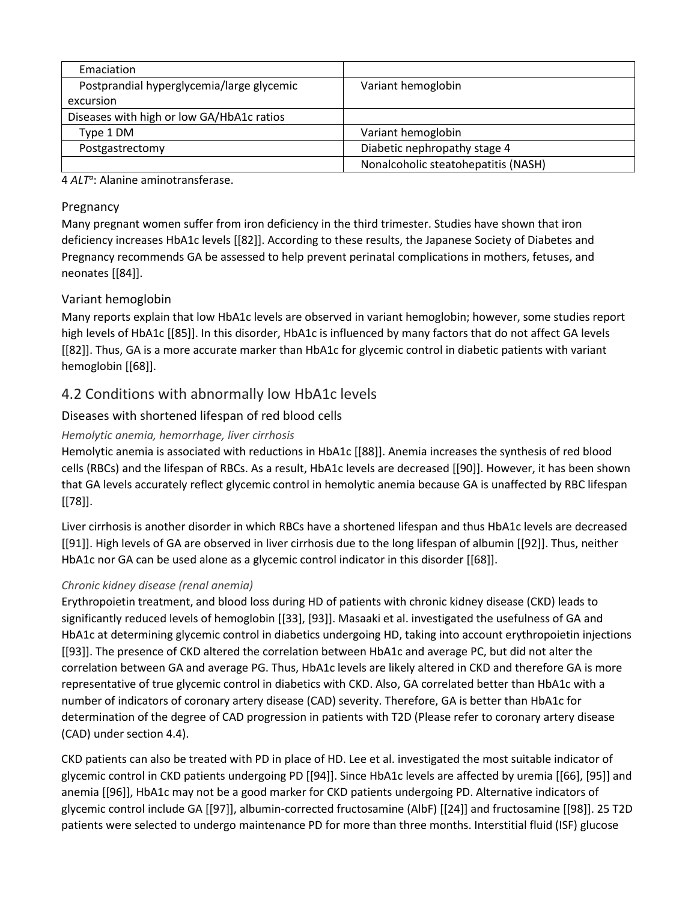| | |
|---|---|
| Emaciation | |
| Postprandial hyperglycemia/large glycemic excursion | Variant hemoglobin |
| Diseases with high or low GA/HbA1c ratios | |
| Type 1 DM | Variant hemoglobin |
| Postgastrectomy | Diabetic nephropathy stage 4 |
| | Nonalcoholic steatohepatitis (NASH) |

4 *ALT*[a]: Alanine aminotransferase.

### Pregnancy

Many pregnant women suffer from iron deficiency in the third trimester. Studies have shown that iron deficiency increases HbA1c levels [[82]]. According to these results, the Japanese Society of Diabetes and Pregnancy recommends GA be assessed to help prevent perinatal complications in mothers, fetuses, and neonates [[84]].

### Variant hemoglobin

Many reports explain that low HbA1c levels are observed in variant hemoglobin; however, some studies report high levels of HbA1c [[85]]. In this disorder, HbA1c is influenced by many factors that do not affect GA levels [[82]]. Thus, GA is a more accurate marker than HbA1c for glycemic control in diabetic patients with variant hemoglobin [[68]].

## 4.2 Conditions with abnormally low HbA1c levels

### Diseases with shortened lifespan of red blood cells

#### *Hemolytic anemia, hemorrhage, liver cirrhosis*

Hemolytic anemia is associated with reductions in HbA1c [[88]]. Anemia increases the synthesis of red blood cells (RBCs) and the lifespan of RBCs. As a result, HbA1c levels are decreased [[90]]. However, it has been shown that GA levels accurately reflect glycemic control in hemolytic anemia because GA is unaffected by RBC lifespan [[78]].

Liver cirrhosis is another disorder in which RBCs have a shortened lifespan and thus HbA1c levels are decreased [[91]]. High levels of GA are observed in liver cirrhosis due to the long lifespan of albumin [[92]]. Thus, neither HbA1c nor GA can be used alone as a glycemic control indicator in this disorder [[68]].

#### *Chronic kidney disease (renal anemia)*

Erythropoietin treatment, and blood loss during HD of patients with chronic kidney disease (CKD) leads to significantly reduced levels of hemoglobin [[33], [93]]. Masaaki et al. investigated the usefulness of GA and HbA1c at determining glycemic control in diabetics undergoing HD, taking into account erythropoietin injections [[93]]. The presence of CKD altered the correlation between HbA1c and average PC, but did not alter the correlation between GA and average PG. Thus, HbA1c levels are likely altered in CKD and therefore GA is more representative of true glycemic control in diabetics with CKD. Also, GA correlated better than HbA1c with a number of indicators of coronary artery disease (CAD) severity. Therefore, GA is better than HbA1c for determination of the degree of CAD progression in patients with T2D (Please refer to coronary artery disease (CAD) under section 4.4).

CKD patients can also be treated with PD in place of HD. Lee et al. investigated the most suitable indicator of glycemic control in CKD patients undergoing PD [[94]]. Since HbA1c levels are affected by uremia [[66], [95]] and anemia [[96]], HbA1c may not be a good marker for CKD patients undergoing PD. Alternative indicators of glycemic control include GA [[97]], albumin-corrected fructosamine (AlbF) [[24]] and fructosamine [[98]]. 25 T2D patients were selected to undergo maintenance PD for more than three months. Interstitial fluid (ISF) glucose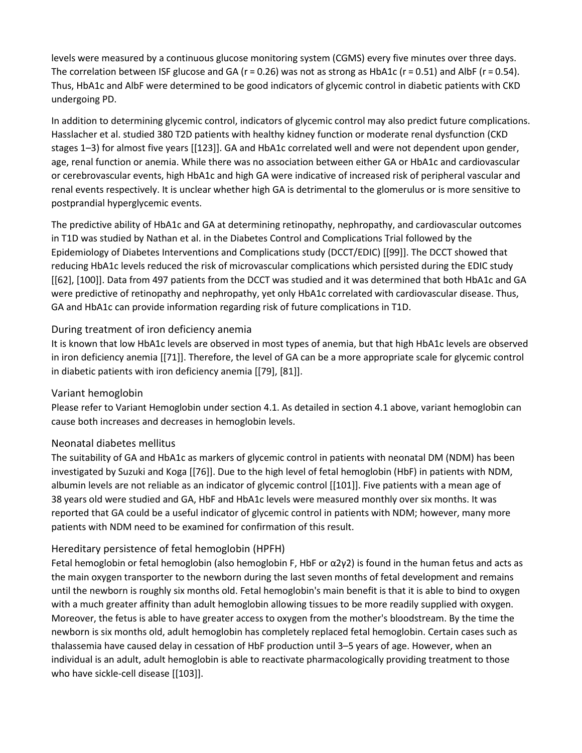levels were measured by a continuous glucose monitoring system (CGMS) every five minutes over three days. The correlation between ISF glucose and GA ($r = 0.26$) was not as strong as HbA1c ($r = 0.51$) and AlbF ($r = 0.54$). Thus, HbA1c and AlbF were determined to be good indicators of glycemic control in diabetic patients with CKD undergoing PD.

In addition to determining glycemic control, indicators of glycemic control may also predict future complications. Hasslacher et al. studied 380 T2D patients with healthy kidney function or moderate renal dysfunction (CKD stages 1–3) for almost five years [[123]]. GA and HbA1c correlated well and were not dependent upon gender, age, renal function or anemia. While there was no association between either GA or HbA1c and cardiovascular or cerebrovascular events, high HbA1c and high GA were indicative of increased risk of peripheral vascular and renal events respectively. It is unclear whether high GA is detrimental to the glomerulus or is more sensitive to postprandial hyperglycemic events.

The predictive ability of HbA1c and GA at determining retinopathy, nephropathy, and cardiovascular outcomes in T1D was studied by Nathan et al. in the Diabetes Control and Complications Trial followed by the Epidemiology of Diabetes Interventions and Complications study (DCCT/EDIC) [[99]]. The DCCT showed that reducing HbA1c levels reduced the risk of microvascular complications which persisted during the EDIC study [[62], [100]]. Data from 497 patients from the DCCT was studied and it was determined that both HbA1c and GA were predictive of retinopathy and nephropathy, yet only HbA1c correlated with cardiovascular disease. Thus, GA and HbA1c can provide information regarding risk of future complications in T1D.

### During treatment of iron deficiency anemia

It is known that low HbA1c levels are observed in most types of anemia, but that high HbA1c levels are observed in iron deficiency anemia [[71]]. Therefore, the level of GA can be a more appropriate scale for glycemic control in diabetic patients with iron deficiency anemia [[79], [81]].

### Variant hemoglobin

Please refer to Variant Hemoglobin under section 4.1. As detailed in section 4.1 above, variant hemoglobin can cause both increases and decreases in hemoglobin levels.

### Neonatal diabetes mellitus

The suitability of GA and HbA1c as markers of glycemic control in patients with neonatal DM (NDM) has been investigated by Suzuki and Koga [[76]]. Due to the high level of fetal hemoglobin (HbF) in patients with NDM, albumin levels are not reliable as an indicator of glycemic control [[101]]. Five patients with a mean age of 38 years old were studied and GA, HbF and HbA1c levels were measured monthly over six months. It was reported that GA could be a useful indicator of glycemic control in patients with NDM; however, many more patients with NDM need to be examined for confirmation of this result.

### Hereditary persistence of fetal hemoglobin (HPFH)

Fetal hemoglobin or fetal hemoglobin (also hemoglobin F, HbF or $\alpha2\gamma2$) is found in the human fetus and acts as the main oxygen transporter to the newborn during the last seven months of fetal development and remains until the newborn is roughly six months old. Fetal hemoglobin's main benefit is that it is able to bind to oxygen with a much greater affinity than adult hemoglobin allowing tissues to be more readily supplied with oxygen. Moreover, the fetus is able to have greater access to oxygen from the mother's bloodstream. By the time the newborn is six months old, adult hemoglobin has completely replaced fetal hemoglobin. Certain cases such as thalassemia have caused delay in cessation of HbF production until 3–5 years of age. However, when an individual is an adult, adult hemoglobin is able to reactivate pharmacologically providing treatment to those who have sickle-cell disease [[103]].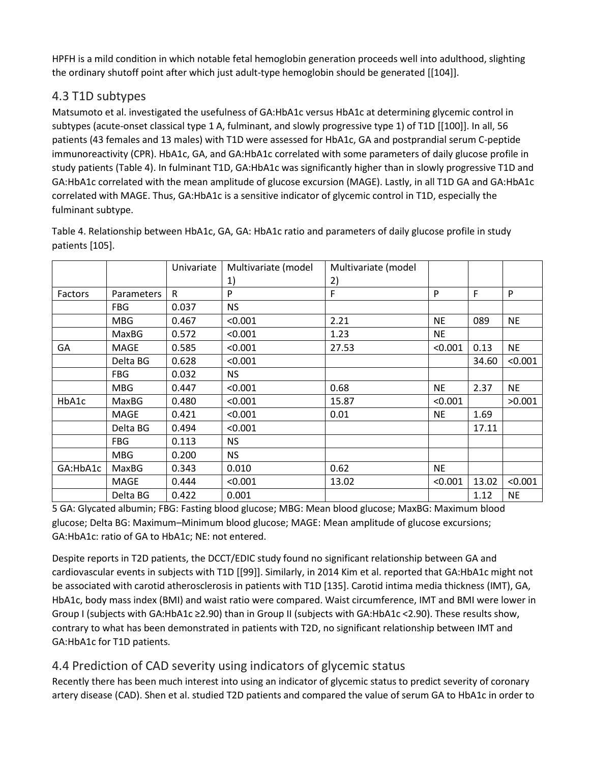HPFH is a mild condition in which notable fetal hemoglobin generation proceeds well into adulthood, slighting the ordinary shutoff point after which just adult-type hemoglobin should be generated [[104]].

## 4.3 T1D subtypes

Matsumoto et al. investigated the usefulness of GA:HbA1c versus HbA1c at determining glycemic control in subtypes (acute-onset classical type 1 A, fulminant, and slowly progressive type 1) of T1D [[100]]. In all, 56 patients (43 females and 13 males) with T1D were assessed for HbA1c, GA and postprandial serum C-peptide immunoreactivity (CPR). HbA1c, GA, and GA:HbA1c correlated with some parameters of daily glucose profile in study patients (Table 4). In fulminant T1D, GA:HbA1c was significantly higher than in slowly progressive T1D and GA:HbA1c correlated with the mean amplitude of glucose excursion (MAGE). Lastly, in all T1D GA and GA:HbA1c correlated with MAGE. Thus, GA:HbA1c is a sensitive indicator of glycemic control in T1D, especially the fulminant subtype.

Table 4. Relationship between HbA1c, GA, GA: HbA1c ratio and parameters of daily glucose profile in study patients [105].

| | | Univariate | Multivariate (model 1) | Multivariate (model 2) | | | |
|---|---|---|---|---|---|---|---|
| Factors | Parameters | R | P | F | P | F | P |
| | FBG | 0.037 | NS | | | | |
| | MBG | 0.467 | <0.001 | 2.21 | NE | 089 | NE |
| | MaxBG | 0.572 | <0.001 | 1.23 | NE | | |
| GA | MAGE | 0.585 | <0.001 | 27.53 | <0.001 | 0.13 | NE |
| | Delta BG | 0.628 | <0.001 | | | 34.60 | <0.001 |
| | FBG | 0.032 | NS | | | | |
| | MBG | 0.447 | <0.001 | 0.68 | NE | 2.37 | NE |
| HbA1c | MaxBG | 0.480 | <0.001 | 15.87 | <0.001 | | >0.001 |
| | MAGE | 0.421 | <0.001 | 0.01 | NE | 1.69 | |
| | Delta BG | 0.494 | <0.001 | | | 17.11 | |
| | FBG | 0.113 | NS | | | | |
| | MBG | 0.200 | NS | | | | |
| GA:HbA1c | MaxBG | 0.343 | 0.010 | 0.62 | NE | | |
| | MAGE | 0.444 | <0.001 | 13.02 | <0.001 | 13.02 | <0.001 |
| | Delta BG | 0.422 | 0.001 | | | 1.12 | NE |

5 GA: Glycated albumin; FBG: Fasting blood glucose; MBG: Mean blood glucose; MaxBG: Maximum blood glucose; Delta BG: Maximum–Minimum blood glucose; MAGE: Mean amplitude of glucose excursions; GA:HbA1c: ratio of GA to HbA1c; NE: not entered.

Despite reports in T2D patients, the DCCT/EDIC study found no significant relationship between GA and cardiovascular events in subjects with T1D [[99]]. Similarly, in 2014 Kim et al. reported that GA:HbA1c might not be associated with carotid atherosclerosis in patients with T1D [135]. Carotid intima media thickness (IMT), GA, HbA1c, body mass index (BMI) and waist ratio were compared. Waist circumference, IMT and BMI were lower in Group I (subjects with GA:HbA1c ≥2.90) than in Group II (subjects with GA:HbA1c <2.90). These results show, contrary to what has been demonstrated in patients with T2D, no significant relationship between IMT and GA:HbA1c for T1D patients.

## 4.4 Prediction of CAD severity using indicators of glycemic status

Recently there has been much interest into using an indicator of glycemic status to predict severity of coronary artery disease (CAD). Shen et al. studied T2D patients and compared the value of serum GA to HbA1c in order to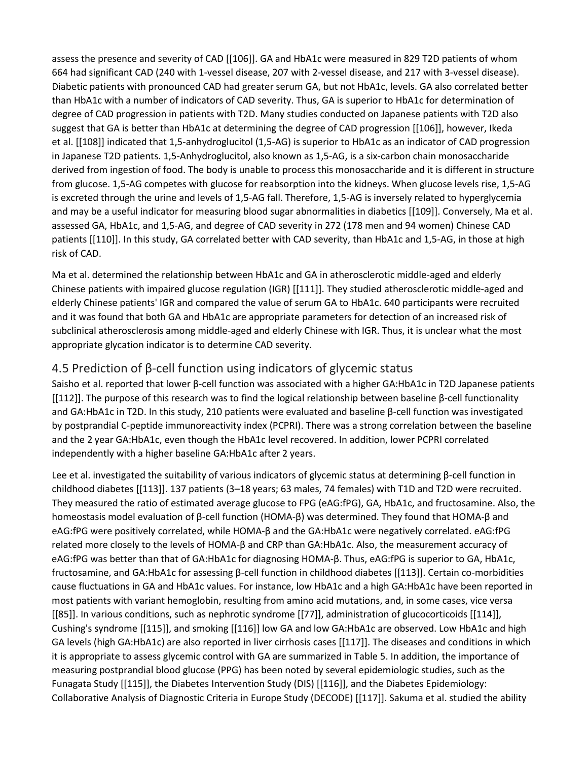assess the presence and severity of CAD [[106]]. GA and HbA1c were measured in 829 T2D patients of whom 664 had significant CAD (240 with 1-vessel disease, 207 with 2-vessel disease, and 217 with 3-vessel disease). Diabetic patients with pronounced CAD had greater serum GA, but not HbA1c, levels. GA also correlated better than HbA1c with a number of indicators of CAD severity. Thus, GA is superior to HbA1c for determination of degree of CAD progression in patients with T2D. Many studies conducted on Japanese patients with T2D also suggest that GA is better than HbA1c at determining the degree of CAD progression [[106]], however, Ikeda et al. [[108]] indicated that 1,5-anhydroglucitol (1,5-AG) is superior to HbA1c as an indicator of CAD progression in Japanese T2D patients. 1,5-Anhydroglucitol, also known as 1,5-AG, is a six-carbon chain monosaccharide derived from ingestion of food. The body is unable to process this monosaccharide and it is different in structure from glucose. 1,5-AG competes with glucose for reabsorption into the kidneys. When glucose levels rise, 1,5-AG is excreted through the urine and levels of 1,5-AG fall. Therefore, 1,5-AG is inversely related to hyperglycemia and may be a useful indicator for measuring blood sugar abnormalities in diabetics [[109]]. Conversely, Ma et al. assessed GA, HbA1c, and 1,5-AG, and degree of CAD severity in 272 (178 men and 94 women) Chinese CAD patients [[110]]. In this study, GA correlated better with CAD severity, than HbA1c and 1,5-AG, in those at high risk of CAD.

Ma et al. determined the relationship between HbA1c and GA in atherosclerotic middle-aged and elderly Chinese patients with impaired glucose regulation (IGR) [[111]]. They studied atherosclerotic middle-aged and elderly Chinese patients' IGR and compared the value of serum GA to HbA1c. 640 participants were recruited and it was found that both GA and HbA1c are appropriate parameters for detection of an increased risk of subclinical atherosclerosis among middle-aged and elderly Chinese with IGR. Thus, it is unclear what the most appropriate glycation indicator is to determine CAD severity.

## 4.5 Prediction of β-cell function using indicators of glycemic status

Saisho et al. reported that lower β-cell function was associated with a higher GA:HbA1c in T2D Japanese patients [[112]]. The purpose of this research was to find the logical relationship between baseline β-cell functionality and GA:HbA1c in T2D. In this study, 210 patients were evaluated and baseline β-cell function was investigated by postprandial C-peptide immunoreactivity index (PCPRI). There was a strong correlation between the baseline and the 2 year GA:HbA1c, even though the HbA1c level recovered. In addition, lower PCPRI correlated independently with a higher baseline GA:HbA1c after 2 years.

Lee et al. investigated the suitability of various indicators of glycemic status at determining β-cell function in childhood diabetes [[113]]. 137 patients (3–18 years; 63 males, 74 females) with T1D and T2D were recruited. They measured the ratio of estimated average glucose to FPG (eAG:fPG), GA, HbA1c, and fructosamine. Also, the homeostasis model evaluation of β-cell function (HOMA-β) was determined. They found that HOMA-β and eAG:fPG were positively correlated, while HOMA-β and the GA:HbA1c were negatively correlated. eAG:fPG related more closely to the levels of HOMA-β and CRP than GA:HbA1c. Also, the measurement accuracy of eAG:fPG was better than that of GA:HbA1c for diagnosing HOMA-β. Thus, eAG:fPG is superior to GA, HbA1c, fructosamine, and GA:HbA1c for assessing β-cell function in childhood diabetes [[113]]. Certain co-morbidities cause fluctuations in GA and HbA1c values. For instance, low HbA1c and a high GA:HbA1c have been reported in most patients with variant hemoglobin, resulting from amino acid mutations, and, in some cases, vice versa [[85]]. In various conditions, such as nephrotic syndrome [[77]], administration of glucocorticoids [[114]], Cushing's syndrome [[115]], and smoking [[116]] low GA and low GA:HbA1c are observed. Low HbA1c and high GA levels (high GA:HbA1c) are also reported in liver cirrhosis cases [[117]]. The diseases and conditions in which it is appropriate to assess glycemic control with GA are summarized in Table 5. In addition, the importance of measuring postprandial blood glucose (PPG) has been noted by several epidemiologic studies, such as the Funagata Study [[115]], the Diabetes Intervention Study (DIS) [[116]], and the Diabetes Epidemiology: Collaborative Analysis of Diagnostic Criteria in Europe Study (DECODE) [[117]]. Sakuma et al. studied the ability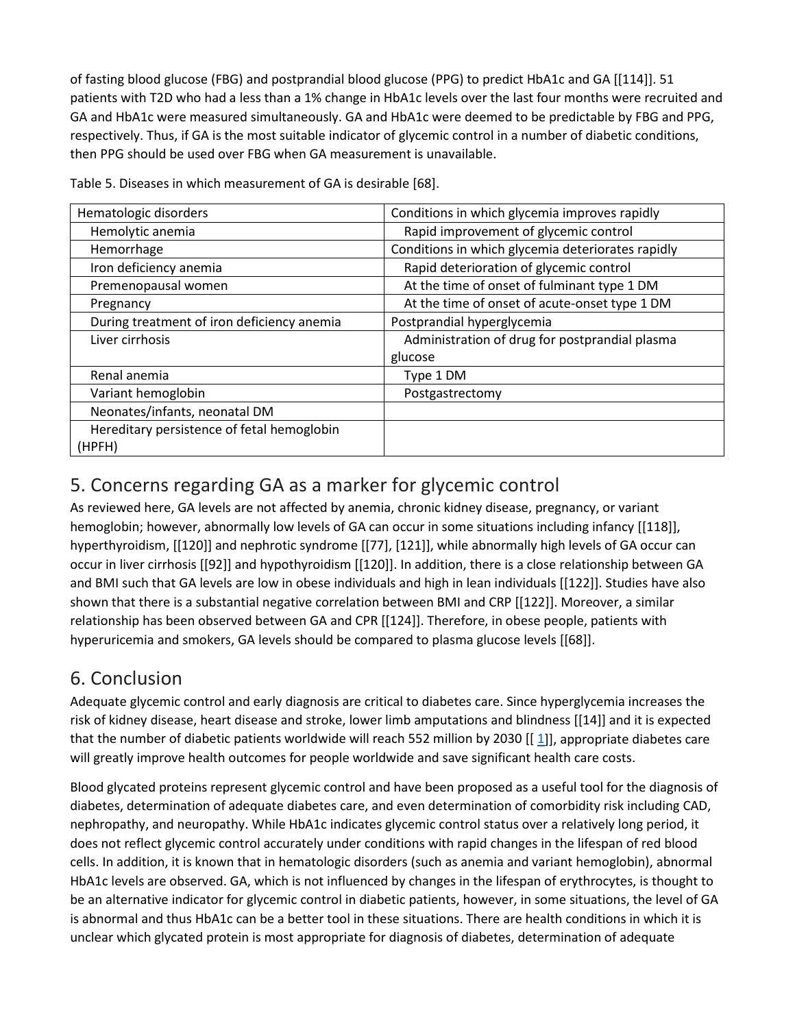of fasting blood glucose (FBG) and postprandial blood glucose (PPG) to predict HbA1c and GA [[114]]. 51 patients with T2D who had a less than a 1% change in HbA1c levels over the last four months were recruited and GA and HbA1c were measured simultaneously. GA and HbA1c were deemed to be predictable by FBG and PPG, respectively. Thus, if GA is the most suitable indicator of glycemic control in a number of diabetic conditions, then PPG should be used over FBG when GA measurement is unavailable.

Table 5. Diseases in which measurement of GA is desirable [68].

| Hematologic disorders | Conditions in which glycemia improves rapidly |
|---|---|
| Hemolytic anemia | Rapid improvement of glycemic control |
| Hemorrhage | Conditions in which glycemia deteriorates rapidly |
| Iron deficiency anemia | Rapid deterioration of glycemic control |
| Premenopausal women | At the time of onset of fulminant type 1 DM |
| Pregnancy | At the time of onset of acute-onset type 1 DM |
| During treatment of iron deficiency anemia | Postprandial hyperglycemia |
| Liver cirrhosis | Administration of drug for postprandial plasma glucose |
| Renal anemia | Type 1 DM |
| Variant hemoglobin | Postgastrectomy |
| Neonates/infants, neonatal DM | |
| Hereditary persistence of fetal hemoglobin (HPFH) | |

## 5. Concerns regarding GA as a marker for glycemic control

As reviewed here, GA levels are not affected by anemia, chronic kidney disease, pregnancy, or variant hemoglobin; however, abnormally low levels of GA can occur in some situations including infancy [[118]], hyperthyroidism, [[120]] and nephrotic syndrome [[77], [121]], while abnormally high levels of GA occur can occur in liver cirrhosis [[92]] and hypothyroidism [[120]]. In addition, there is a close relationship between GA and BMI such that GA levels are low in obese individuals and high in lean individuals [[122]]. Studies have also shown that there is a substantial negative correlation between BMI and CRP [[122]]. Moreover, a similar relationship has been observed between GA and CPR [[124]]. Therefore, in obese people, patients with hyperuricemia and smokers, GA levels should be compared to plasma glucose levels [[68]].

## 6. Conclusion

Adequate glycemic control and early diagnosis are critical to diabetes care. Since hyperglycemia increases the risk of kidney disease, heart disease and stroke, lower limb amputations and blindness [[14]] and it is expected that the number of diabetic patients worldwide will reach 552 million by 2030 [[ 1]], appropriate diabetes care will greatly improve health outcomes for people worldwide and save significant health care costs.

Blood glycated proteins represent glycemic control and have been proposed as a useful tool for the diagnosis of diabetes, determination of adequate diabetes care, and even determination of comorbidity risk including CAD, nephropathy, and neuropathy. While HbA1c indicates glycemic control status over a relatively long period, it does not reflect glycemic control accurately under conditions with rapid changes in the lifespan of red blood cells. In addition, it is known that in hematologic disorders (such as anemia and variant hemoglobin), abnormal HbA1c levels are observed. GA, which is not influenced by changes in the lifespan of erythrocytes, is thought to be an alternative indicator for glycemic control in diabetic patients, however, in some situations, the level of GA is abnormal and thus HbA1c can be a better tool in these situations. There are health conditions in which it is unclear which glycated protein is most appropriate for diagnosis of diabetes, determination of adequate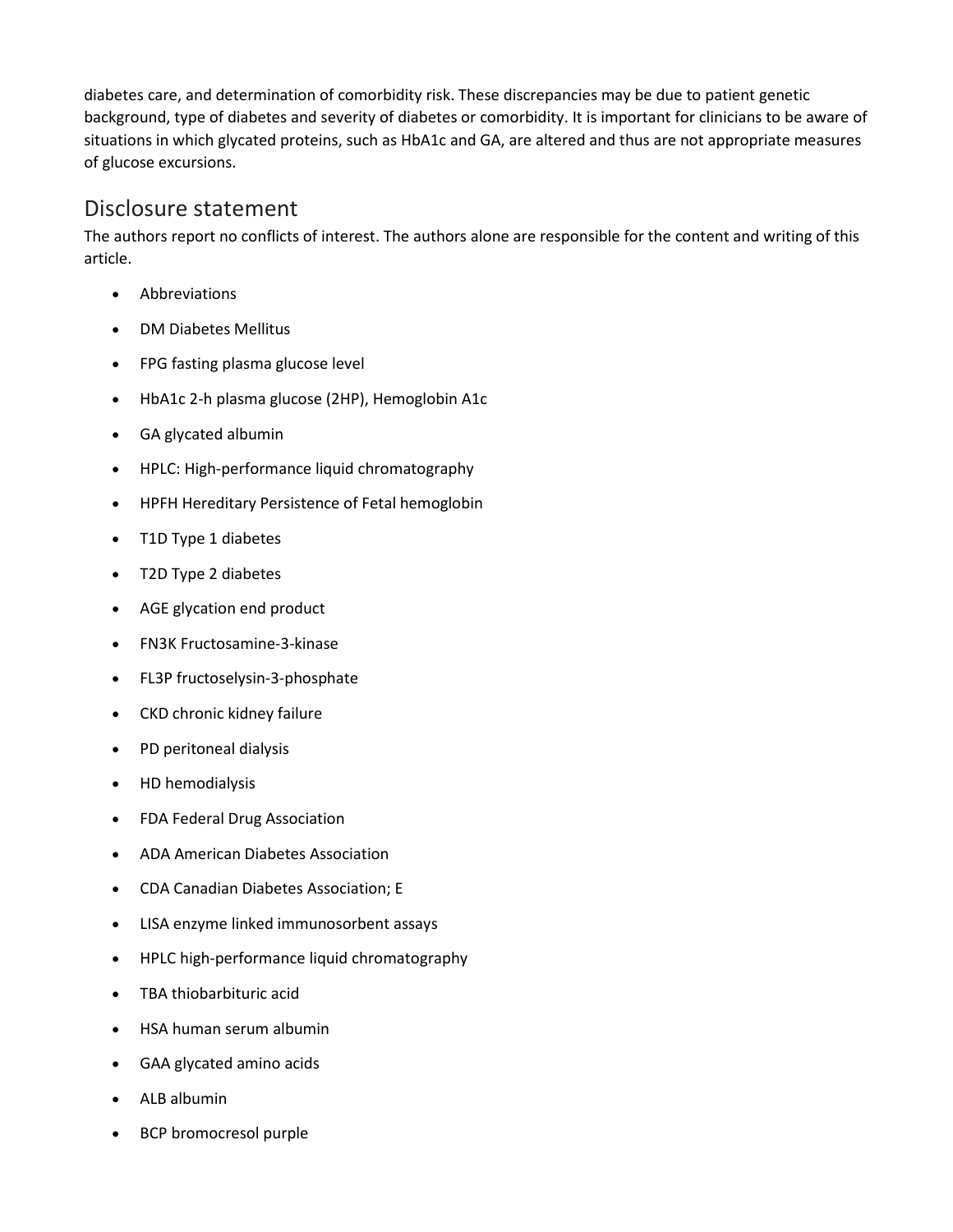diabetes care, and determination of comorbidity risk. These discrepancies may be due to patient genetic background, type of diabetes and severity of diabetes or comorbidity. It is important for clinicians to be aware of situations in which glycated proteins, such as HbA1c and GA, are altered and thus are not appropriate measures of glucose excursions.

## Disclosure statement

The authors report no conflicts of interest. The authors alone are responsible for the content and writing of this article.

- Abbreviations
- DM Diabetes Mellitus
- FPG fasting plasma glucose level
- HbA1c 2-h plasma glucose (2HP), Hemoglobin A1c
- GA glycated albumin
- HPLC: High-performance liquid chromatography
- HPFH Hereditary Persistence of Fetal hemoglobin
- T1D Type 1 diabetes
- T2D Type 2 diabetes
- AGE glycation end product
- FN3K Fructosamine-3-kinase
- FL3P fructoselysin-3-phosphate
- CKD chronic kidney failure
- PD peritoneal dialysis
- HD hemodialysis
- FDA Federal Drug Association
- ADA American Diabetes Association
- CDA Canadian Diabetes Association; E
- LISA enzyme linked immunosorbent assays
- HPLC high-performance liquid chromatography
- TBA thiobarbituric acid
- HSA human serum albumin
- GAA glycated amino acids
- ALB albumin
- BCP bromocresol purple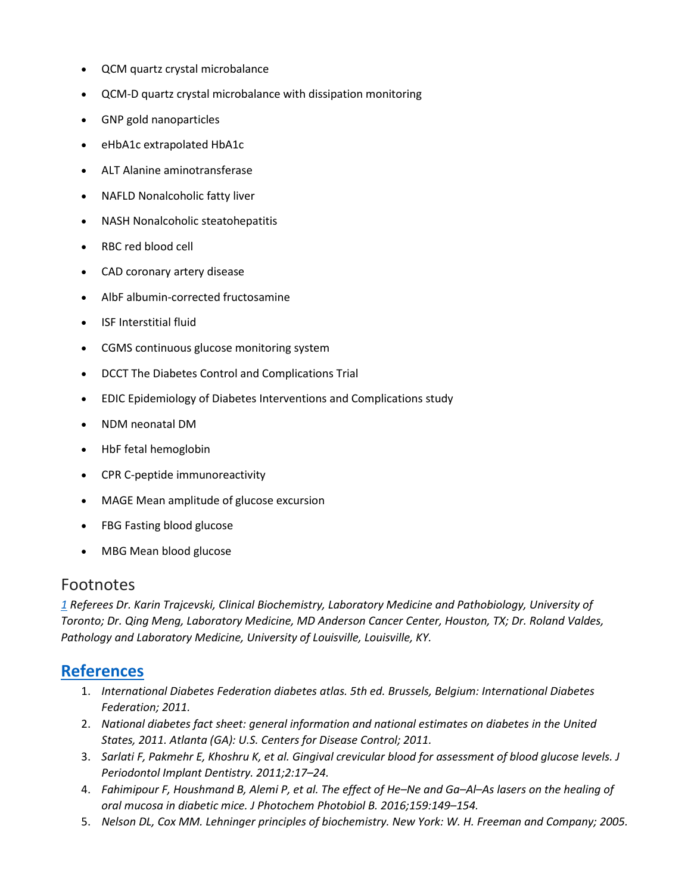- QCM quartz crystal microbalance
- QCM-D quartz crystal microbalance with dissipation monitoring
- GNP gold nanoparticles
- eHbA1c extrapolated HbA1c
- ALT Alanine aminotransferase
- NAFLD Nonalcoholic fatty liver
- NASH Nonalcoholic steatohepatitis
- RBC red blood cell
- CAD coronary artery disease
- AlbF albumin-corrected fructosamine
- ISF Interstitial fluid
- CGMS continuous glucose monitoring system
- DCCT The Diabetes Control and Complications Trial
- EDIC Epidemiology of Diabetes Interventions and Complications study
- NDM neonatal DM
- HbF fetal hemoglobin
- CPR C-peptide immunoreactivity
- MAGE Mean amplitude of glucose excursion
- FBG Fasting blood glucose
- MBG Mean blood glucose

## Footnotes

*[1] Referees Dr. Karin Trajcevski, Clinical Biochemistry, Laboratory Medicine and Pathobiology, University of Toronto; Dr. Qing Meng, Laboratory Medicine, MD Anderson Cancer Center, Houston, TX; Dr. Roland Valdes, Pathology and Laboratory Medicine, University of Louisville, Louisville, KY.*

## References

1. *International Diabetes Federation diabetes atlas. 5th ed. Brussels, Belgium: International Diabetes Federation; 2011.*
2. *National diabetes fact sheet: general information and national estimates on diabetes in the United States, 2011. Atlanta (GA): U.S. Centers for Disease Control; 2011.*
3. *Sarlati F, Pakmehr E, Khoshru K, et al. Gingival crevicular blood for assessment of blood glucose levels. J Periodontol Implant Dentistry. 2011;2:17–24.*
4. *Fahimipour F, Houshmand B, Alemi P, et al. The effect of He–Ne and Ga–Al–As lasers on the healing of oral mucosa in diabetic mice. J Photochem Photobiol B. 2016;159:149–154.*
5. *Nelson DL, Cox MM. Lehninger principles of biochemistry. New York: W. H. Freeman and Company; 2005.*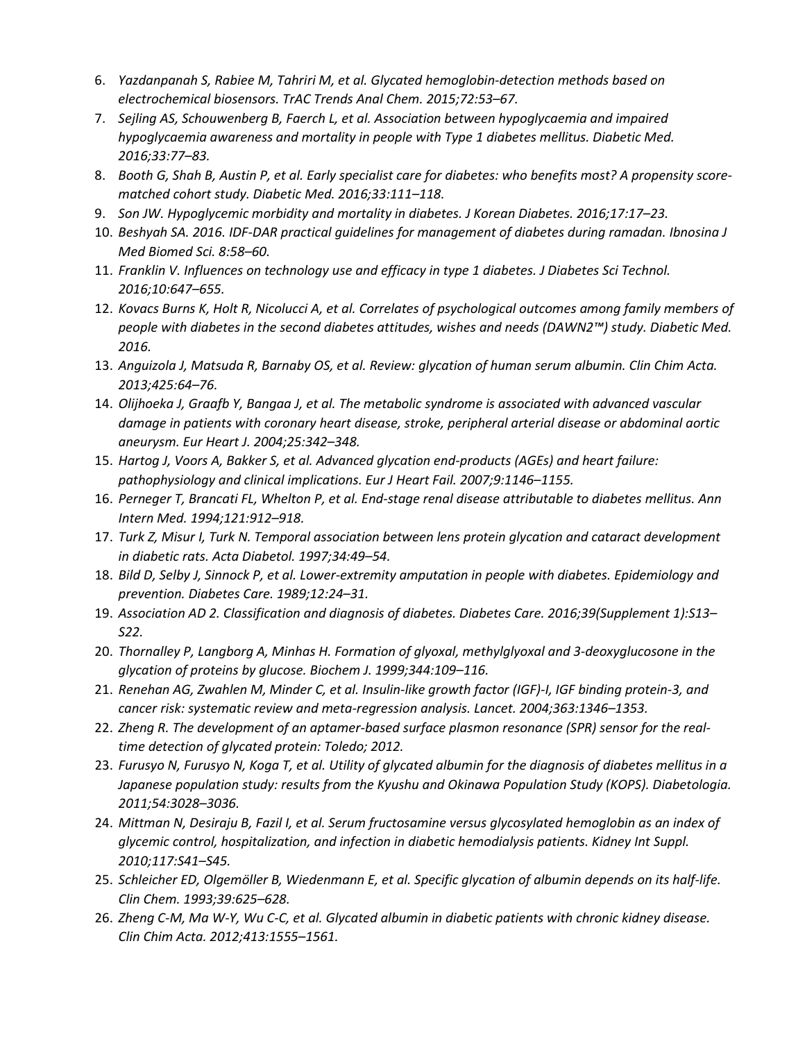6. *Yazdanpanah S, Rabiee M, Tahriri M, et al. Glycated hemoglobin-detection methods based on electrochemical biosensors. TrAC Trends Anal Chem. 2015;72:53–67.*
7. *Sejling AS, Schouwenberg B, Faerch L, et al. Association between hypoglycaemia and impaired hypoglycaemia awareness and mortality in people with Type 1 diabetes mellitus. Diabetic Med. 2016;33:77–83.*
8. *Booth G, Shah B, Austin P, et al. Early specialist care for diabetes: who benefits most? A propensity score-matched cohort study. Diabetic Med. 2016;33:111–118.*
9. *Son JW. Hypoglycemic morbidity and mortality in diabetes. J Korean Diabetes. 2016;17:17–23.*
10. *Beshyah SA. 2016. IDF-DAR practical guidelines for management of diabetes during ramadan. Ibnosina J Med Biomed Sci. 8:58–60.*
11. *Franklin V. Influences on technology use and efficacy in type 1 diabetes. J Diabetes Sci Technol. 2016;10:647–655.*
12. *Kovacs Burns K, Holt R, Nicolucci A, et al. Correlates of psychological outcomes among family members of people with diabetes in the second diabetes attitudes, wishes and needs (DAWN2™) study. Diabetic Med. 2016.*
13. *Anguizola J, Matsuda R, Barnaby OS, et al. Review: glycation of human serum albumin. Clin Chim Acta. 2013;425:64–76.*
14. *Olijhoeka J, Graafb Y, Bangaa J, et al. The metabolic syndrome is associated with advanced vascular damage in patients with coronary heart disease, stroke, peripheral arterial disease or abdominal aortic aneurysm. Eur Heart J. 2004;25:342–348.*
15. *Hartog J, Voors A, Bakker S, et al. Advanced glycation end-products (AGEs) and heart failure: pathophysiology and clinical implications. Eur J Heart Fail. 2007;9:1146–1155.*
16. *Perneger T, Brancati FL, Whelton P, et al. End-stage renal disease attributable to diabetes mellitus. Ann Intern Med. 1994;121:912–918.*
17. *Turk Z, Misur I, Turk N. Temporal association between lens protein glycation and cataract development in diabetic rats. Acta Diabetol. 1997;34:49–54.*
18. *Bild D, Selby J, Sinnock P, et al. Lower-extremity amputation in people with diabetes. Epidemiology and prevention. Diabetes Care. 1989;12:24–31.*
19. *Association AD 2. Classification and diagnosis of diabetes. Diabetes Care. 2016;39(Supplement 1):S13–S22.*
20. *Thornalley P, Langborg A, Minhas H. Formation of glyoxal, methylglyoxal and 3-deoxyglucosone in the glycation of proteins by glucose. Biochem J. 1999;344:109–116.*
21. *Renehan AG, Zwahlen M, Minder C, et al. Insulin-like growth factor (IGF)-I, IGF binding protein-3, and cancer risk: systematic review and meta-regression analysis. Lancet. 2004;363:1346–1353.*
22. *Zheng R. The development of an aptamer-based surface plasmon resonance (SPR) sensor for the real-time detection of glycated protein: Toledo; 2012.*
23. *Furusyo N, Furusyo N, Koga T, et al. Utility of glycated albumin for the diagnosis of diabetes mellitus in a Japanese population study: results from the Kyushu and Okinawa Population Study (KOPS). Diabetologia. 2011;54:3028–3036.*
24. *Mittman N, Desiraju B, Fazil I, et al. Serum fructosamine versus glycosylated hemoglobin as an index of glycemic control, hospitalization, and infection in diabetic hemodialysis patients. Kidney Int Suppl. 2010;117:S41–S45.*
25. *Schleicher ED, Olgemöller B, Wiedenmann E, et al. Specific glycation of albumin depends on its half-life. Clin Chem. 1993;39:625–628.*
26. *Zheng C-M, Ma W-Y, Wu C-C, et al. Glycated albumin in diabetic patients with chronic kidney disease. Clin Chim Acta. 2012;413:1555–1561.*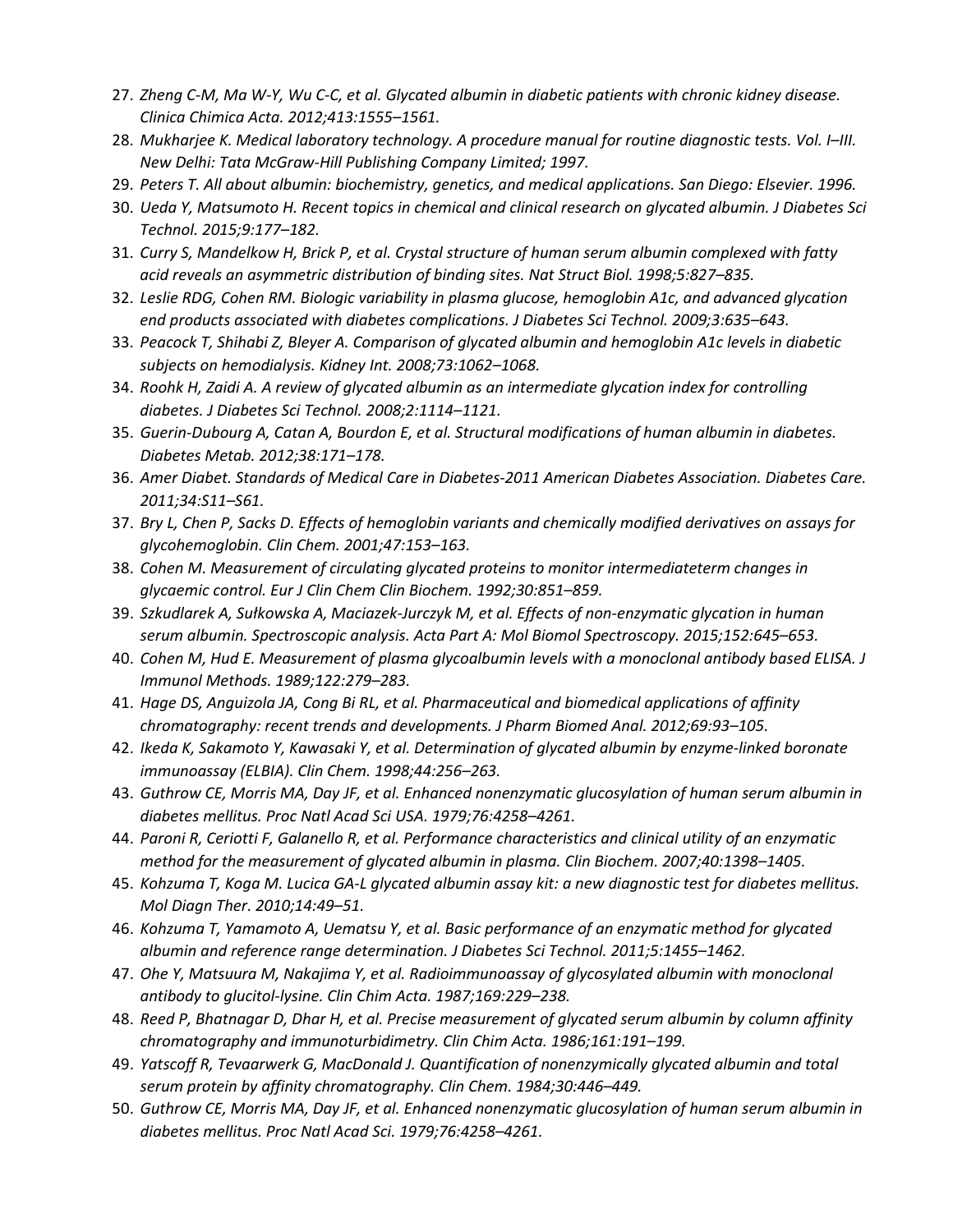27. *Zheng C-M, Ma W-Y, Wu C-C, et al. Glycated albumin in diabetic patients with chronic kidney disease. Clinica Chimica Acta. 2012;413:1555–1561.*
28. *Mukharjee K. Medical laboratory technology. A procedure manual for routine diagnostic tests. Vol. I–III. New Delhi: Tata McGraw-Hill Publishing Company Limited; 1997.*
29. *Peters T. All about albumin: biochemistry, genetics, and medical applications. San Diego: Elsevier. 1996.*
30. *Ueda Y, Matsumoto H. Recent topics in chemical and clinical research on glycated albumin. J Diabetes Sci Technol. 2015;9:177–182.*
31. *Curry S, Mandelkow H, Brick P, et al. Crystal structure of human serum albumin complexed with fatty acid reveals an asymmetric distribution of binding sites. Nat Struct Biol. 1998;5:827–835.*
32. *Leslie RDG, Cohen RM. Biologic variability in plasma glucose, hemoglobin A1c, and advanced glycation end products associated with diabetes complications. J Diabetes Sci Technol. 2009;3:635–643.*
33. *Peacock T, Shihabi Z, Bleyer A. Comparison of glycated albumin and hemoglobin A1c levels in diabetic subjects on hemodialysis. Kidney Int. 2008;73:1062–1068.*
34. *Roohk H, Zaidi A. A review of glycated albumin as an intermediate glycation index for controlling diabetes. J Diabetes Sci Technol. 2008;2:1114–1121.*
35. *Guerin-Dubourg A, Catan A, Bourdon E, et al. Structural modifications of human albumin in diabetes. Diabetes Metab. 2012;38:171–178.*
36. *Amer Diabet. Standards of Medical Care in Diabetes-2011 American Diabetes Association. Diabetes Care. 2011;34:S11–S61.*
37. *Bry L, Chen P, Sacks D. Effects of hemoglobin variants and chemically modified derivatives on assays for glycohemoglobin. Clin Chem. 2001;47:153–163.*
38. *Cohen M. Measurement of circulating glycated proteins to monitor intermediateterm changes in glycaemic control. Eur J Clin Chem Clin Biochem. 1992;30:851–859.*
39. *Szkudlarek A, Sułkowska A, Maciazek-Jurczyk M, et al. Effects of non-enzymatic glycation in human serum albumin. Spectroscopic analysis. Acta Part A: Mol Biomol Spectroscopy. 2015;152:645–653.*
40. *Cohen M, Hud E. Measurement of plasma glycoalbumin levels with a monoclonal antibody based ELISA. J Immunol Methods. 1989;122:279–283.*
41. *Hage DS, Anguizola JA, Cong Bi RL, et al. Pharmaceutical and biomedical applications of affinity chromatography: recent trends and developments. J Pharm Biomed Anal. 2012;69:93–105.*
42. *Ikeda K, Sakamoto Y, Kawasaki Y, et al. Determination of glycated albumin by enzyme-linked boronate immunoassay (ELBIA). Clin Chem. 1998;44:256–263.*
43. *Guthrow CE, Morris MA, Day JF, et al. Enhanced nonenzymatic glucosylation of human serum albumin in diabetes mellitus. Proc Natl Acad Sci USA. 1979;76:4258–4261.*
44. *Paroni R, Ceriotti F, Galanello R, et al. Performance characteristics and clinical utility of an enzymatic method for the measurement of glycated albumin in plasma. Clin Biochem. 2007;40:1398–1405.*
45. *Kohzuma T, Koga M. Lucica GA-L glycated albumin assay kit: a new diagnostic test for diabetes mellitus. Mol Diagn Ther. 2010;14:49–51.*
46. *Kohzuma T, Yamamoto A, Uematsu Y, et al. Basic performance of an enzymatic method for glycated albumin and reference range determination. J Diabetes Sci Technol. 2011;5:1455–1462.*
47. *Ohe Y, Matsuura M, Nakajima Y, et al. Radioimmunoassay of glycosylated albumin with monoclonal antibody to glucitol-lysine. Clin Chim Acta. 1987;169:229–238.*
48. *Reed P, Bhatnagar D, Dhar H, et al. Precise measurement of glycated serum albumin by column affinity chromatography and immunoturbidimetry. Clin Chim Acta. 1986;161:191–199.*
49. *Yatscoff R, Tevaarwerk G, MacDonald J. Quantification of nonenzymically glycated albumin and total serum protein by affinity chromatography. Clin Chem. 1984;30:446–449.*
50. *Guthrow CE, Morris MA, Day JF, et al. Enhanced nonenzymatic glucosylation of human serum albumin in diabetes mellitus. Proc Natl Acad Sci. 1979;76:4258–4261.*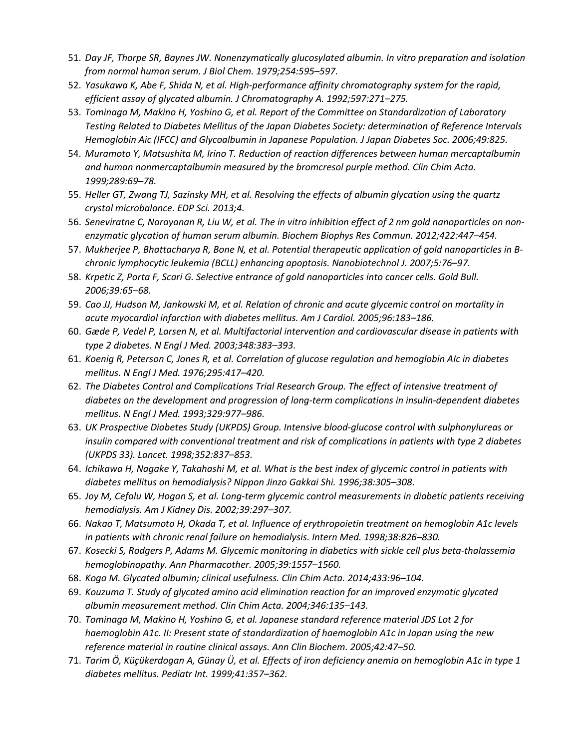51. *Day JF, Thorpe SR, Baynes JW. Nonenzymatically glucosylated albumin. In vitro preparation and isolation from normal human serum. J Biol Chem. 1979;254:595–597.*
52. *Yasukawa K, Abe F, Shida N, et al. High-performance affinity chromatography system for the rapid, efficient assay of glycated albumin. J Chromatography A. 1992;597:271–275.*
53. *Tominaga M, Makino H, Yoshino G, et al. Report of the Committee on Standardization of Laboratory Testing Related to Diabetes Mellitus of the Japan Diabetes Society: determination of Reference Intervals Hemoglobin Aic (IFCC) and Glycoalbumin in Japanese Population. J Japan Diabetes Soc. 2006;49:825.*
54. *Muramoto Y, Matsushita M, Irino T. Reduction of reaction differences between human mercaptalbumin and human nonmercaptalbumin measured by the bromcresol purple method. Clin Chim Acta. 1999;289:69–78.*
55. *Heller GT, Zwang TJ, Sazinsky MH, et al. Resolving the effects of albumin glycation using the quartz crystal microbalance. EDP Sci. 2013;4.*
56. *Seneviratne C, Narayanan R, Liu W, et al. The in vitro inhibition effect of 2 nm gold nanoparticles on non-enzymatic glycation of human serum albumin. Biochem Biophys Res Commun. 2012;422:447–454.*
57. *Mukherjee P, Bhattacharya R, Bone N, et al. Potential therapeutic application of gold nanoparticles in B-chronic lymphocytic leukemia (BCLL) enhancing apoptosis. Nanobiotechnol J. 2007;5:76–97.*
58. *Krpetic Z, Porta F, Scari G. Selective entrance of gold nanoparticles into cancer cells. Gold Bull. 2006;39:65–68.*
59. *Cao JJ, Hudson M, Jankowski M, et al. Relation of chronic and acute glycemic control on mortality in acute myocardial infarction with diabetes mellitus. Am J Cardiol. 2005;96:183–186.*
60. *Gæde P, Vedel P, Larsen N, et al. Multifactorial intervention and cardiovascular disease in patients with type 2 diabetes. N Engl J Med. 2003;348:383–393.*
61. *Koenig R, Peterson C, Jones R, et al. Correlation of glucose regulation and hemoglobin AIc in diabetes mellitus. N Engl J Med. 1976;295:417–420.*
62. *The Diabetes Control and Complications Trial Research Group. The effect of intensive treatment of diabetes on the development and progression of long-term complications in insulin-dependent diabetes mellitus. N Engl J Med. 1993;329:977–986.*
63. *UK Prospective Diabetes Study (UKPDS) Group. Intensive blood-glucose control with sulphonylureas or insulin compared with conventional treatment and risk of complications in patients with type 2 diabetes (UKPDS 33). Lancet. 1998;352:837–853.*
64. *Ichikawa H, Nagake Y, Takahashi M, et al. What is the best index of glycemic control in patients with diabetes mellitus on hemodialysis? Nippon Jinzo Gakkai Shi. 1996;38:305–308.*
65. *Joy M, Cefalu W, Hogan S, et al. Long-term glycemic control measurements in diabetic patients receiving hemodialysis. Am J Kidney Dis. 2002;39:297–307.*
66. *Nakao T, Matsumoto H, Okada T, et al. Influence of erythropoietin treatment on hemoglobin A1c levels in patients with chronic renal failure on hemodialysis. Intern Med. 1998;38:826–830.*
67. *Kosecki S, Rodgers P, Adams M. Glycemic monitoring in diabetics with sickle cell plus beta-thalassemia hemoglobinopathy. Ann Pharmacother. 2005;39:1557–1560.*
68. *Koga M. Glycated albumin; clinical usefulness. Clin Chim Acta. 2014;433:96–104.*
69. *Kouzuma T. Study of glycated amino acid elimination reaction for an improved enzymatic glycated albumin measurement method. Clin Chim Acta. 2004;346:135–143.*
70. *Tominaga M, Makino H, Yoshino G, et al. Japanese standard reference material JDS Lot 2 for haemoglobin A1c. II: Present state of standardization of haemoglobin A1c in Japan using the new reference material in routine clinical assays. Ann Clin Biochem. 2005;42:47–50.*
71. *Tarim Ö, Küçükerdogan A, Günay Ü, et al. Effects of iron deficiency anemia on hemoglobin A1c in type 1 diabetes mellitus. Pediatr Int. 1999;41:357–362.*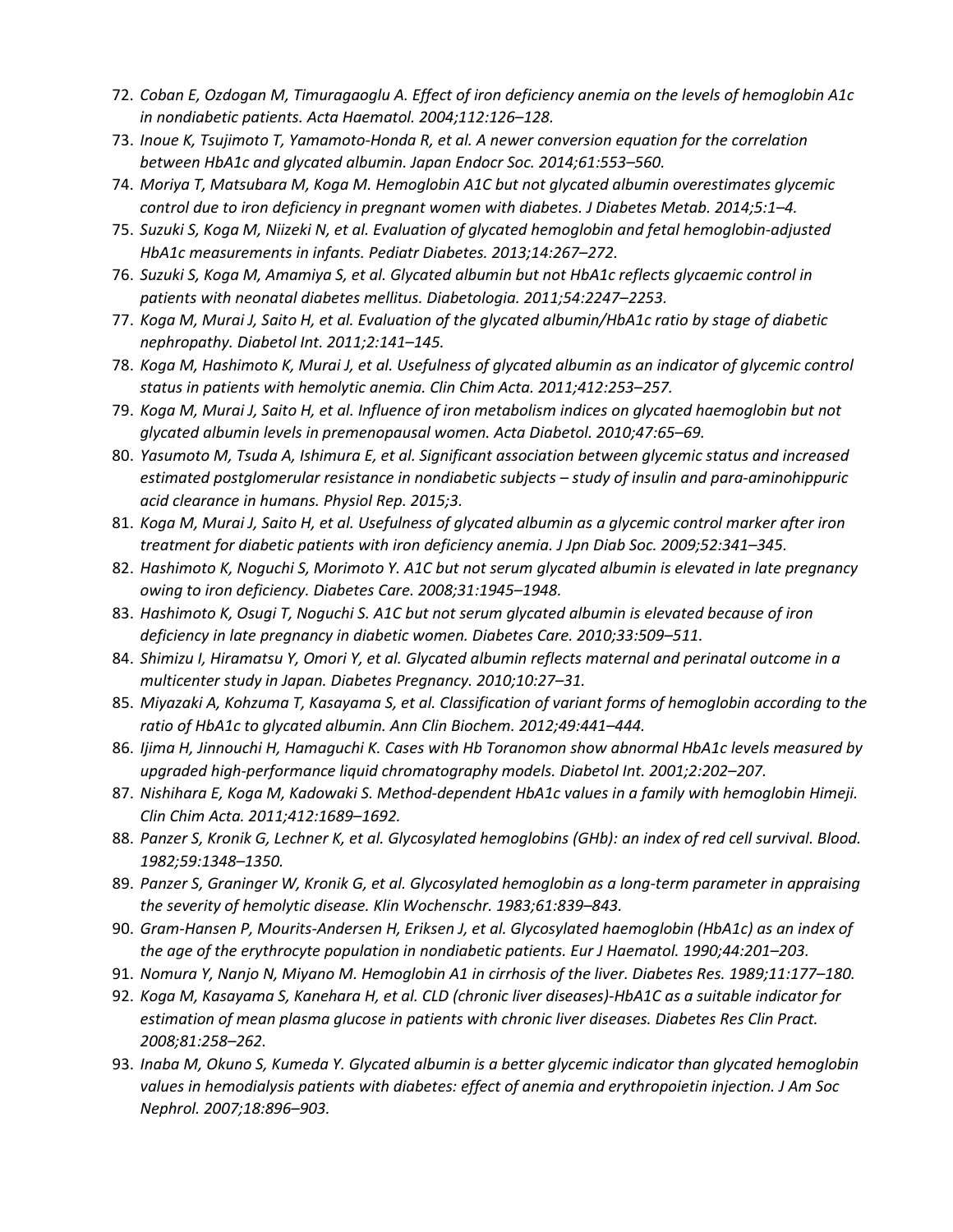72. *Coban E, Ozdogan M, Timuragaoglu A. Effect of iron deficiency anemia on the levels of hemoglobin A1c in nondiabetic patients. Acta Haematol. 2004;112:126–128.*
73. *Inoue K, Tsujimoto T, Yamamoto-Honda R, et al. A newer conversion equation for the correlation between HbA1c and glycated albumin. Japan Endocr Soc. 2014;61:553–560.*
74. *Moriya T, Matsubara M, Koga M. Hemoglobin A1C but not glycated albumin overestimates glycemic control due to iron deficiency in pregnant women with diabetes. J Diabetes Metab. 2014;5:1–4.*
75. *Suzuki S, Koga M, Niizeki N, et al. Evaluation of glycated hemoglobin and fetal hemoglobin-adjusted HbA1c measurements in infants. Pediatr Diabetes. 2013;14:267–272.*
76. *Suzuki S, Koga M, Amamiya S, et al. Glycated albumin but not HbA1c reflects glycaemic control in patients with neonatal diabetes mellitus. Diabetologia. 2011;54:2247–2253.*
77. *Koga M, Murai J, Saito H, et al. Evaluation of the glycated albumin/HbA1c ratio by stage of diabetic nephropathy. Diabetol Int. 2011;2:141–145.*
78. *Koga M, Hashimoto K, Murai J, et al. Usefulness of glycated albumin as an indicator of glycemic control status in patients with hemolytic anemia. Clin Chim Acta. 2011;412:253–257.*
79. *Koga M, Murai J, Saito H, et al. Influence of iron metabolism indices on glycated haemoglobin but not glycated albumin levels in premenopausal women. Acta Diabetol. 2010;47:65–69.*
80. *Yasumoto M, Tsuda A, Ishimura E, et al. Significant association between glycemic status and increased estimated postglomerular resistance in nondiabetic subjects – study of insulin and para-aminohippuric acid clearance in humans. Physiol Rep. 2015;3.*
81. *Koga M, Murai J, Saito H, et al. Usefulness of glycated albumin as a glycemic control marker after iron treatment for diabetic patients with iron deficiency anemia. J Jpn Diab Soc. 2009;52:341–345.*
82. *Hashimoto K, Noguchi S, Morimoto Y. A1C but not serum glycated albumin is elevated in late pregnancy owing to iron deficiency. Diabetes Care. 2008;31:1945–1948.*
83. *Hashimoto K, Osugi T, Noguchi S. A1C but not serum glycated albumin is elevated because of iron deficiency in late pregnancy in diabetic women. Diabetes Care. 2010;33:509–511.*
84. *Shimizu I, Hiramatsu Y, Omori Y, et al. Glycated albumin reflects maternal and perinatal outcome in a multicenter study in Japan. Diabetes Pregnancy. 2010;10:27–31.*
85. *Miyazaki A, Kohzuma T, Kasayama S, et al. Classification of variant forms of hemoglobin according to the ratio of HbA1c to glycated albumin. Ann Clin Biochem. 2012;49:441–444.*
86. *Ijima H, Jinnouchi H, Hamaguchi K. Cases with Hb Toranomon show abnormal HbA1c levels measured by upgraded high-performance liquid chromatography models. Diabetol Int. 2001;2:202–207.*
87. *Nishihara E, Koga M, Kadowaki S. Method-dependent HbA1c values in a family with hemoglobin Himeji. Clin Chim Acta. 2011;412:1689–1692.*
88. *Panzer S, Kronik G, Lechner K, et al. Glycosylated hemoglobins (GHb): an index of red cell survival. Blood. 1982;59:1348–1350.*
89. *Panzer S, Graninger W, Kronik G, et al. Glycosylated hemoglobin as a long-term parameter in appraising the severity of hemolytic disease. Klin Wochenschr. 1983;61:839–843.*
90. *Gram-Hansen P, Mourits-Andersen H, Eriksen J, et al. Glycosylated haemoglobin (HbA1c) as an index of the age of the erythrocyte population in nondiabetic patients. Eur J Haematol. 1990;44:201–203.*
91. *Nomura Y, Nanjo N, Miyano M. Hemoglobin A1 in cirrhosis of the liver. Diabetes Res. 1989;11:177–180.*
92. *Koga M, Kasayama S, Kanehara H, et al. CLD (chronic liver diseases)-HbA1C as a suitable indicator for estimation of mean plasma glucose in patients with chronic liver diseases. Diabetes Res Clin Pract. 2008;81:258–262.*
93. *Inaba M, Okuno S, Kumeda Y. Glycated albumin is a better glycemic indicator than glycated hemoglobin values in hemodialysis patients with diabetes: effect of anemia and erythropoietin injection. J Am Soc Nephrol. 2007;18:896–903.*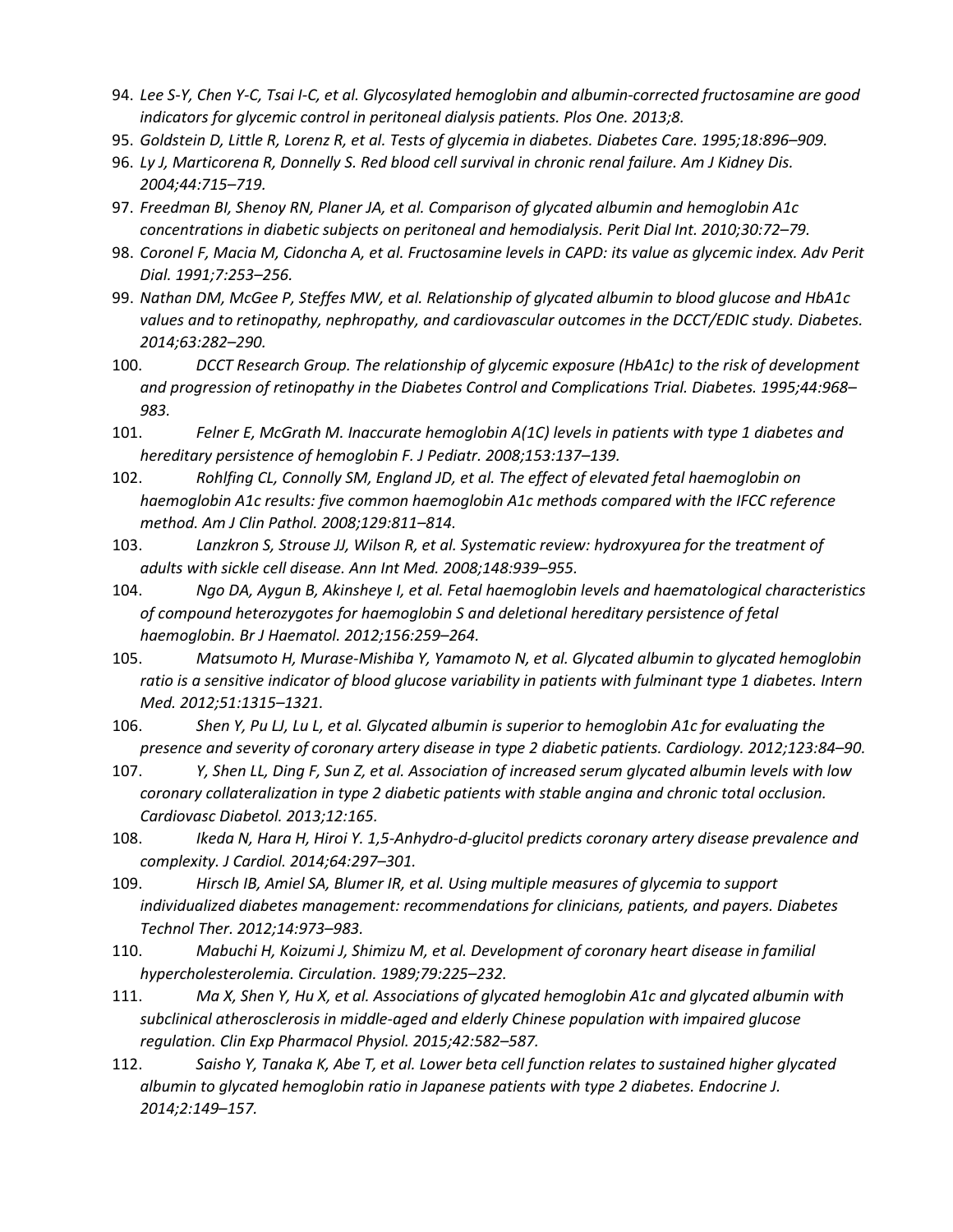94. *Lee S-Y, Chen Y-C, Tsai I-C, et al. Glycosylated hemoglobin and albumin-corrected fructosamine are good indicators for glycemic control in peritoneal dialysis patients. Plos One. 2013;8.*
95. *Goldstein D, Little R, Lorenz R, et al. Tests of glycemia in diabetes. Diabetes Care. 1995;18:896–909.*
96. *Ly J, Marticorena R, Donnelly S. Red blood cell survival in chronic renal failure. Am J Kidney Dis. 2004;44:715–719.*
97. *Freedman BI, Shenoy RN, Planer JA, et al. Comparison of glycated albumin and hemoglobin A1c concentrations in diabetic subjects on peritoneal and hemodialysis. Perit Dial Int. 2010;30:72–79.*
98. *Coronel F, Macia M, Cidoncha A, et al. Fructosamine levels in CAPD: its value as glycemic index. Adv Perit Dial. 1991;7:253–256.*
99. *Nathan DM, McGee P, Steffes MW, et al. Relationship of glycated albumin to blood glucose and HbA1c values and to retinopathy, nephropathy, and cardiovascular outcomes in the DCCT/EDIC study. Diabetes. 2014;63:282–290.*
100. *DCCT Research Group. The relationship of glycemic exposure (HbA1c) to the risk of development and progression of retinopathy in the Diabetes Control and Complications Trial. Diabetes. 1995;44:968–983.*
101. *Felner E, McGrath M. Inaccurate hemoglobin A(1C) levels in patients with type 1 diabetes and hereditary persistence of hemoglobin F. J Pediatr. 2008;153:137–139.*
102. *Rohlfing CL, Connolly SM, England JD, et al. The effect of elevated fetal haemoglobin on haemoglobin A1c results: five common haemoglobin A1c methods compared with the IFCC reference method. Am J Clin Pathol. 2008;129:811–814.*
103. *Lanzkron S, Strouse JJ, Wilson R, et al. Systematic review: hydroxyurea for the treatment of adults with sickle cell disease. Ann Int Med. 2008;148:939–955.*
104. *Ngo DA, Aygun B, Akinsheye I, et al. Fetal haemoglobin levels and haematological characteristics of compound heterozygotes for haemoglobin S and deletional hereditary persistence of fetal haemoglobin. Br J Haematol. 2012;156:259–264.*
105. *Matsumoto H, Murase-Mishiba Y, Yamamoto N, et al. Glycated albumin to glycated hemoglobin ratio is a sensitive indicator of blood glucose variability in patients with fulminant type 1 diabetes. Intern Med. 2012;51:1315–1321.*
106. *Shen Y, Pu LJ, Lu L, et al. Glycated albumin is superior to hemoglobin A1c for evaluating the presence and severity of coronary artery disease in type 2 diabetic patients. Cardiology. 2012;123:84–90.*
107. *Y, Shen LL, Ding F, Sun Z, et al. Association of increased serum glycated albumin levels with low coronary collateralization in type 2 diabetic patients with stable angina and chronic total occlusion. Cardiovasc Diabetol. 2013;12:165.*
108. *Ikeda N, Hara H, Hiroi Y. 1,5-Anhydro-d-glucitol predicts coronary artery disease prevalence and complexity. J Cardiol. 2014;64:297–301.*
109. *Hirsch IB, Amiel SA, Blumer IR, et al. Using multiple measures of glycemia to support individualized diabetes management: recommendations for clinicians, patients, and payers. Diabetes Technol Ther. 2012;14:973–983.*
110. *Mabuchi H, Koizumi J, Shimizu M, et al. Development of coronary heart disease in familial hypercholesterolemia. Circulation. 1989;79:225–232.*
111. *Ma X, Shen Y, Hu X, et al. Associations of glycated hemoglobin A1c and glycated albumin with subclinical atherosclerosis in middle-aged and elderly Chinese population with impaired glucose regulation. Clin Exp Pharmacol Physiol. 2015;42:582–587.*
112. *Saisho Y, Tanaka K, Abe T, et al. Lower beta cell function relates to sustained higher glycated albumin to glycated hemoglobin ratio in Japanese patients with type 2 diabetes. Endocrine J. 2014;2:149–157.*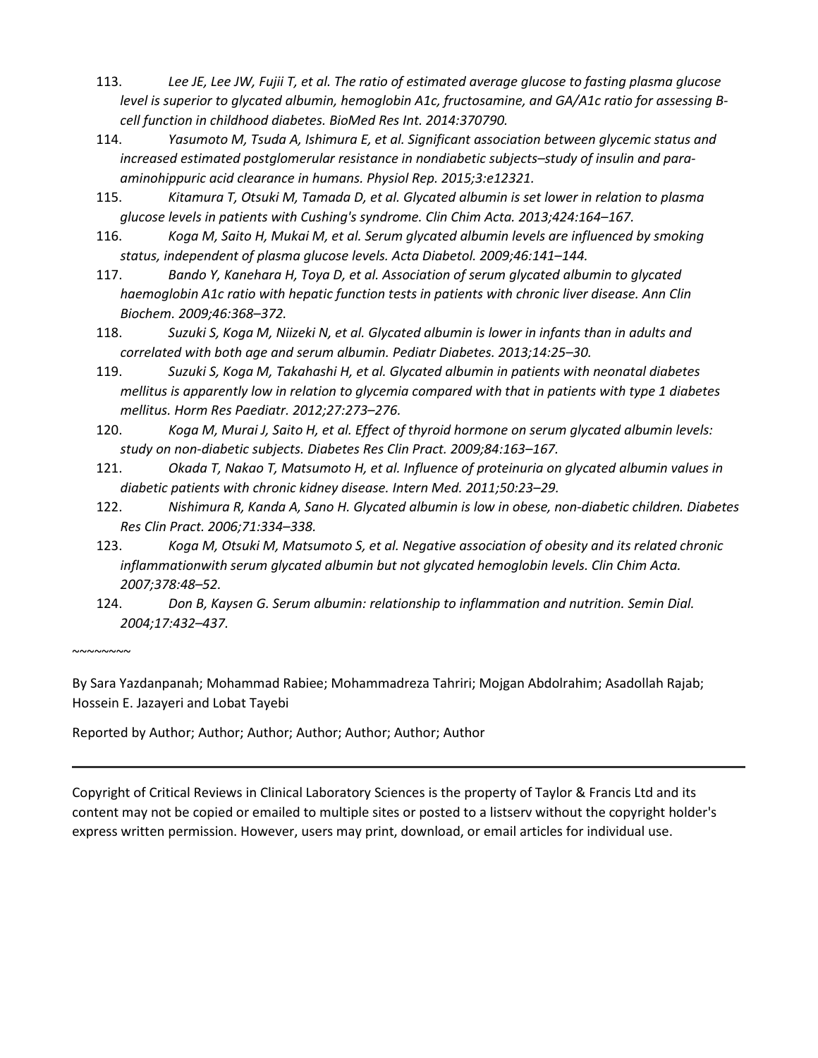113. *Lee JE, Lee JW, Fujii T, et al. The ratio of estimated average glucose to fasting plasma glucose level is superior to glycated albumin, hemoglobin A1c, fructosamine, and GA/A1c ratio for assessing B-cell function in childhood diabetes. BioMed Res Int. 2014:370790.*
114. *Yasumoto M, Tsuda A, Ishimura E, et al. Significant association between glycemic status and increased estimated postglomerular resistance in nondiabetic subjects–study of insulin and para-aminohippuric acid clearance in humans. Physiol Rep. 2015;3:e12321.*
115. *Kitamura T, Otsuki M, Tamada D, et al. Glycated albumin is set lower in relation to plasma glucose levels in patients with Cushing's syndrome. Clin Chim Acta. 2013;424:164–167.*
116. *Koga M, Saito H, Mukai M, et al. Serum glycated albumin levels are influenced by smoking status, independent of plasma glucose levels. Acta Diabetol. 2009;46:141–144.*
117. *Bando Y, Kanehara H, Toya D, et al. Association of serum glycated albumin to glycated haemoglobin A1c ratio with hepatic function tests in patients with chronic liver disease. Ann Clin Biochem. 2009;46:368–372.*
118. *Suzuki S, Koga M, Niizeki N, et al. Glycated albumin is lower in infants than in adults and correlated with both age and serum albumin. Pediatr Diabetes. 2013;14:25–30.*
119. *Suzuki S, Koga M, Takahashi H, et al. Glycated albumin in patients with neonatal diabetes mellitus is apparently low in relation to glycemia compared with that in patients with type 1 diabetes mellitus. Horm Res Paediatr. 2012;27:273–276.*
120. *Koga M, Murai J, Saito H, et al. Effect of thyroid hormone on serum glycated albumin levels: study on non-diabetic subjects. Diabetes Res Clin Pract. 2009;84:163–167.*
121. *Okada T, Nakao T, Matsumoto H, et al. Influence of proteinuria on glycated albumin values in diabetic patients with chronic kidney disease. Intern Med. 2011;50:23–29.*
122. *Nishimura R, Kanda A, Sano H. Glycated albumin is low in obese, non-diabetic children. Diabetes Res Clin Pract. 2006;71:334–338.*
123. *Koga M, Otsuki M, Matsumoto S, et al. Negative association of obesity and its related chronic inflammationwith serum glycated albumin but not glycated hemoglobin levels. Clin Chim Acta. 2007;378:48–52.*
124. *Don B, Kaysen G. Serum albumin: relationship to inflammation and nutrition. Semin Dial. 2004;17:432–437.*

~~~~~~~~

By Sara Yazdanpanah; Mohammad Rabiee; Mohammadreza Tahriri; Mojgan Abdolrahim; Asadollah Rajab; Hossein E. Jazayeri and Lobat Tayebi

Reported by Author; Author; Author; Author; Author; Author; Author

---

Copyright of Critical Reviews in Clinical Laboratory Sciences is the property of Taylor & Francis Ltd and its content may not be copied or emailed to multiple sites or posted to a listserv without the copyright holder's express written permission. However, users may print, download, or email articles for individual use.